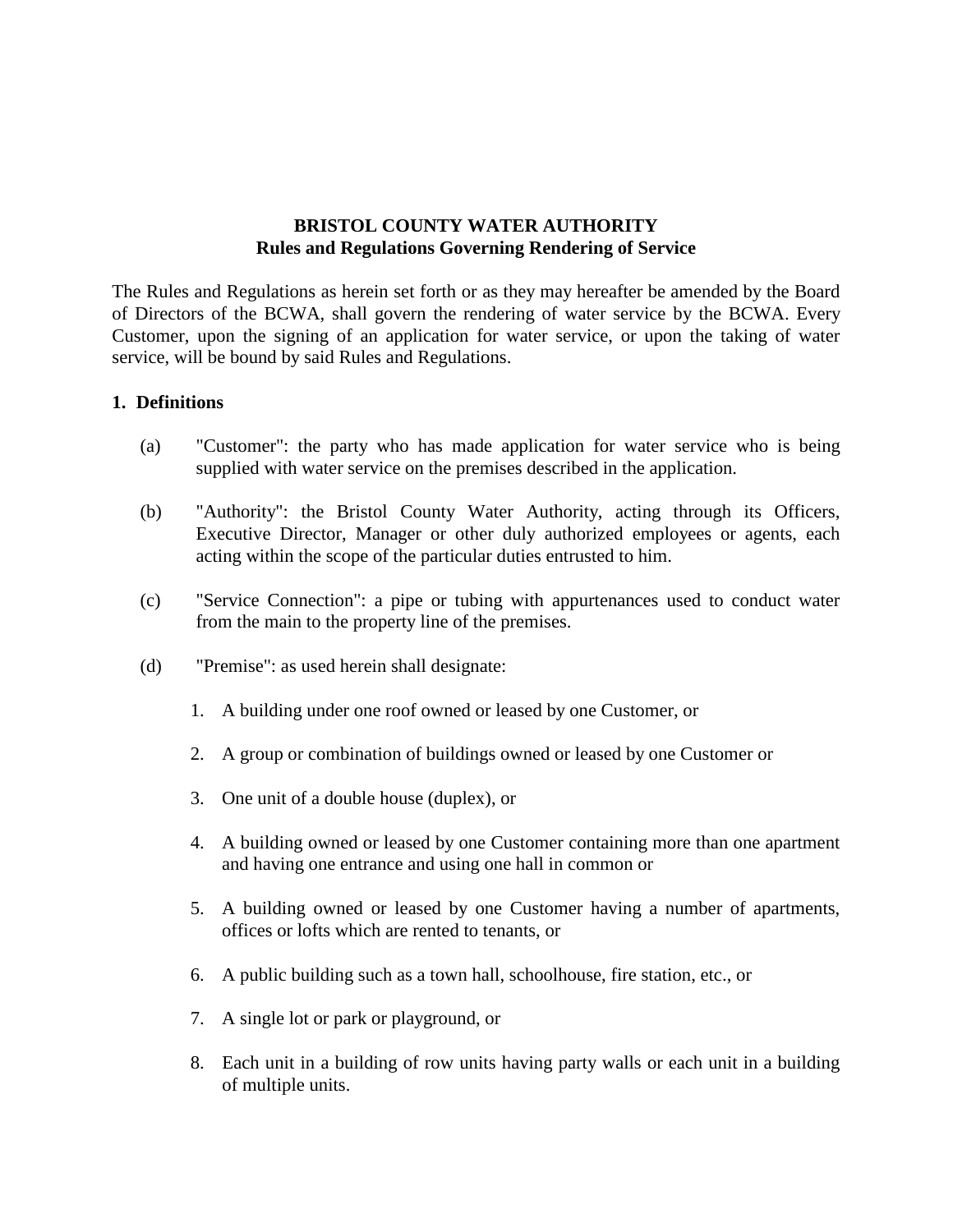# BRISTOL COUNTY WATER AUTHORITY
## Rules and Regulations Governing Rendering of Service

The Rules and Regulations as herein set forth or as they may hereafter be amended by the Board of Directors of the BCWA, shall govern the rendering of water service by the BCWA. Every Customer, upon the signing of an application for water service, or upon the taking of water service, will be bound by said Rules and Regulations.

### 1. Definitions

(a) "Customer": the party who has made application for water service who is being supplied with water service on the premises described in the application.

(b) "Authority": the Bristol County Water Authority, acting through its Officers, Executive Director, Manager or other duly authorized employees or agents, each acting within the scope of the particular duties entrusted to him.

(c) "Service Connection": a pipe or tubing with appurtenances used to conduct water from the main to the property line of the premises.

(d) "Premise": as used herein shall designate:

1. A building under one roof owned or leased by one Customer, or
2. A group or combination of buildings owned or leased by one Customer or
3. One unit of a double house (duplex), or
4. A building owned or leased by one Customer containing more than one apartment and having one entrance and using one hall in common or
5. A building owned or leased by one Customer having a number of apartments, offices or lofts which are rented to tenants, or
6. A public building such as a town hall, schoolhouse, fire station, etc., or
7. A single lot or park or playground, or
8. Each unit in a building of row units having party walls or each unit in a building of multiple units.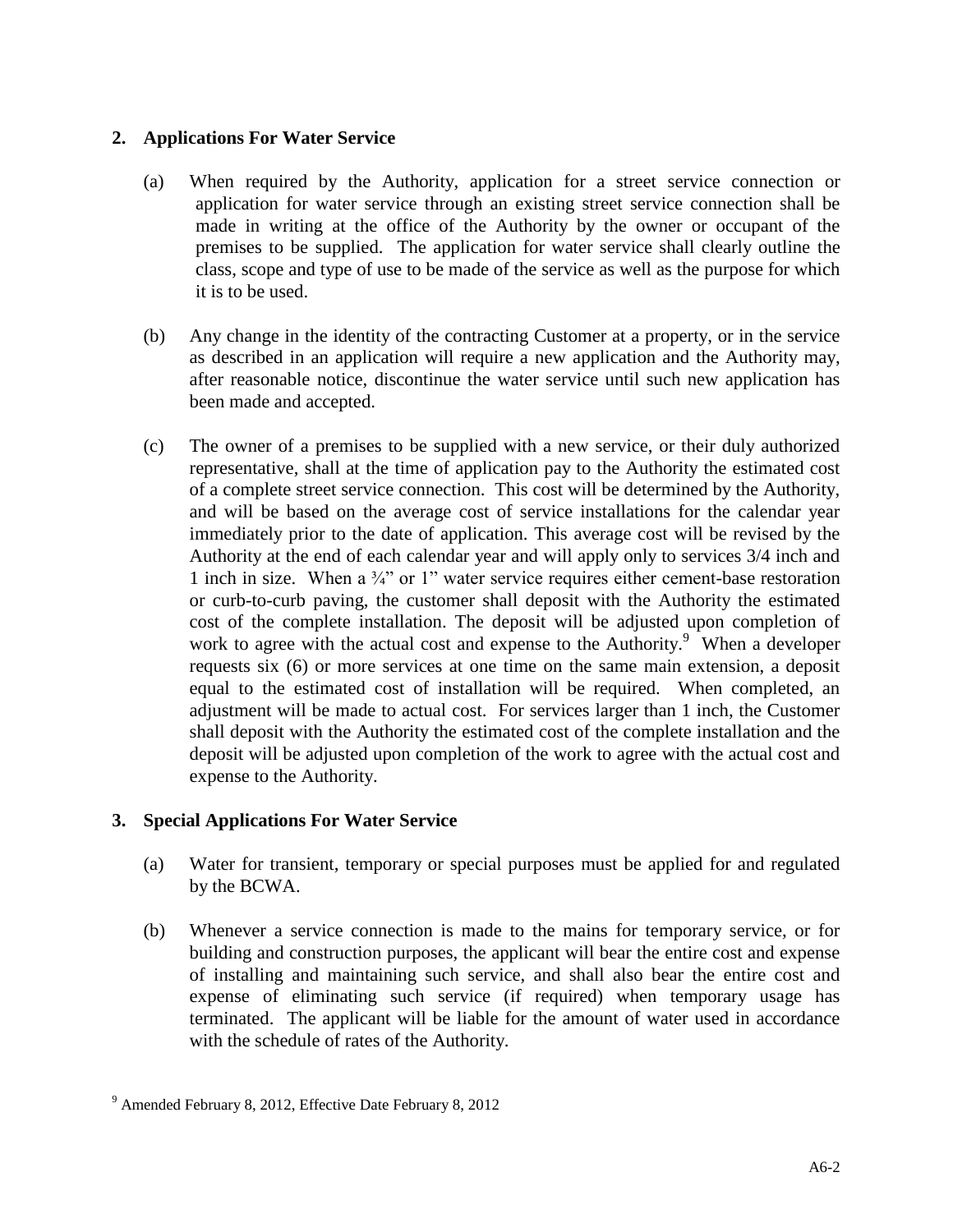## 2. Applications For Water Service

(a) When required by the Authority, application for a street service connection or application for water service through an existing street service connection shall be made in writing at the office of the Authority by the owner or occupant of the premises to be supplied. The application for water service shall clearly outline the class, scope and type of use to be made of the service as well as the purpose for which it is to be used.

(b) Any change in the identity of the contracting Customer at a property, or in the service as described in an application will require a new application and the Authority may, after reasonable notice, discontinue the water service until such new application has been made and accepted.

(c) The owner of a premises to be supplied with a new service, or their duly authorized representative, shall at the time of application pay to the Authority the estimated cost of a complete street service connection. This cost will be determined by the Authority, and will be based on the average cost of service installations for the calendar year immediately prior to the date of application. This average cost will be revised by the Authority at the end of each calendar year and will apply only to services 3/4 inch and 1 inch in size. When a ¾" or 1" water service requires either cement-base restoration or curb-to-curb paving, the customer shall deposit with the Authority the estimated cost of the complete installation. The deposit will be adjusted upon completion of work to agree with the actual cost and expense to the Authority.[9] When a developer requests six (6) or more services at one time on the same main extension, a deposit equal to the estimated cost of installation will be required. When completed, an adjustment will be made to actual cost. For services larger than 1 inch, the Customer shall deposit with the Authority the estimated cost of the complete installation and the deposit will be adjusted upon completion of the work to agree with the actual cost and expense to the Authority.

## 3. Special Applications For Water Service

(a) Water for transient, temporary or special purposes must be applied for and regulated by the BCWA.

(b) Whenever a service connection is made to the mains for temporary service, or for building and construction purposes, the applicant will bear the entire cost and expense of installing and maintaining such service, and shall also bear the entire cost and expense of eliminating such service (if required) when temporary usage has terminated. The applicant will be liable for the amount of water used in accordance with the schedule of rates of the Authority.

[9] Amended February 8, 2012, Effective Date February 8, 2012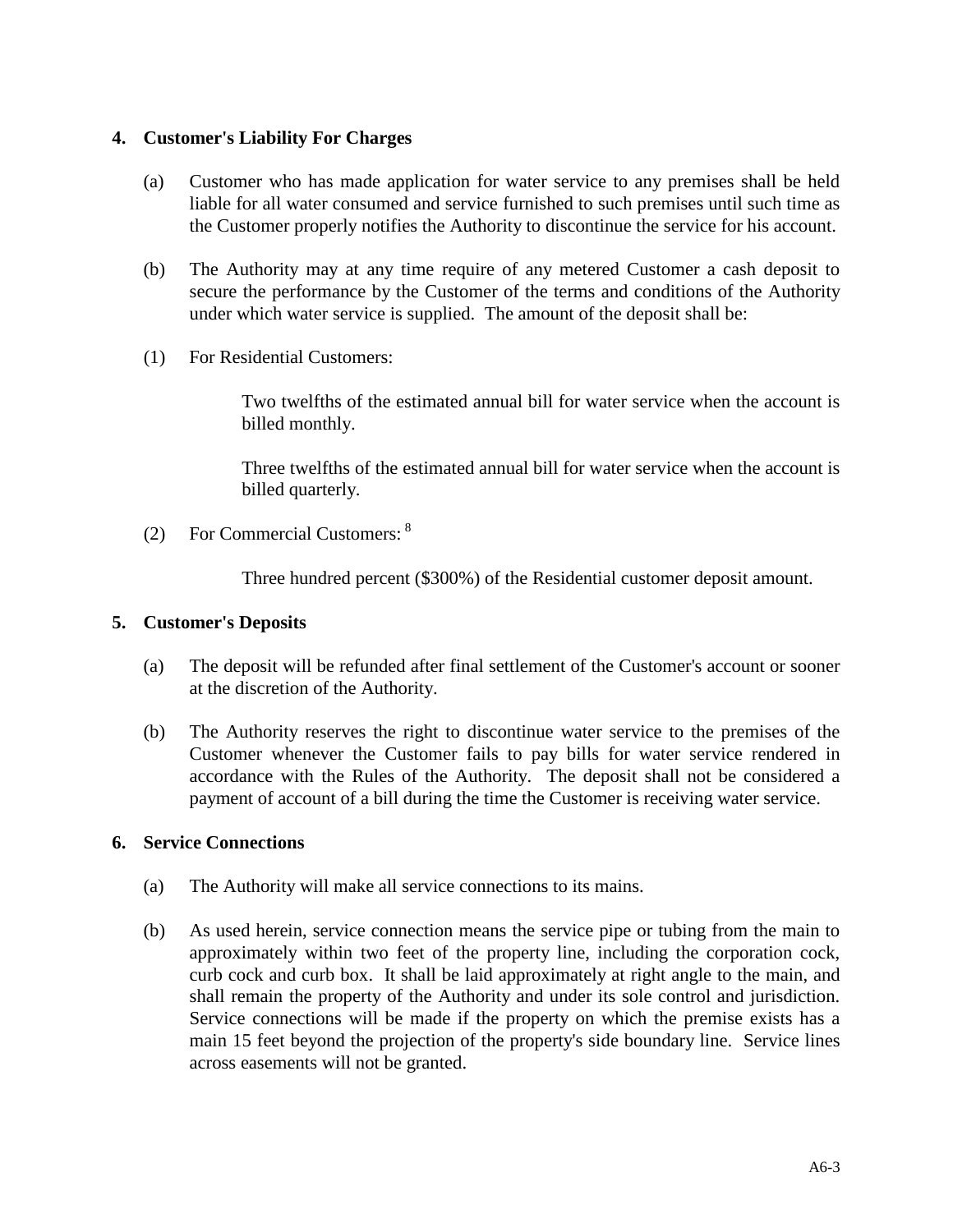**4. Customer's Liability For Charges**

(a) Customer who has made application for water service to any premises shall be held liable for all water consumed and service furnished to such premises until such time as the Customer properly notifies the Authority to discontinue the service for his account.

(b) The Authority may at any time require of any metered Customer a cash deposit to secure the performance by the Customer of the terms and conditions of the Authority under which water service is supplied. The amount of the deposit shall be:

(1) For Residential Customers:

Two twelfths of the estimated annual bill for water service when the account is billed monthly.

Three twelfths of the estimated annual bill for water service when the account is billed quarterly.

(2) For Commercial Customers: [8]

Three hundred percent ($300%) of the Residential customer deposit amount.

**5. Customer's Deposits**

(a) The deposit will be refunded after final settlement of the Customer's account or sooner at the discretion of the Authority.

(b) The Authority reserves the right to discontinue water service to the premises of the Customer whenever the Customer fails to pay bills for water service rendered in accordance with the Rules of the Authority. The deposit shall not be considered a payment of account of a bill during the time the Customer is receiving water service.

**6. Service Connections**

(a) The Authority will make all service connections to its mains.

(b) As used herein, service connection means the service pipe or tubing from the main to approximately within two feet of the property line, including the corporation cock, curb cock and curb box. It shall be laid approximately at right angle to the main, and shall remain the property of the Authority and under its sole control and jurisdiction. Service connections will be made if the property on which the premise exists has a main 15 feet beyond the projection of the property's side boundary line. Service lines across easements will not be granted.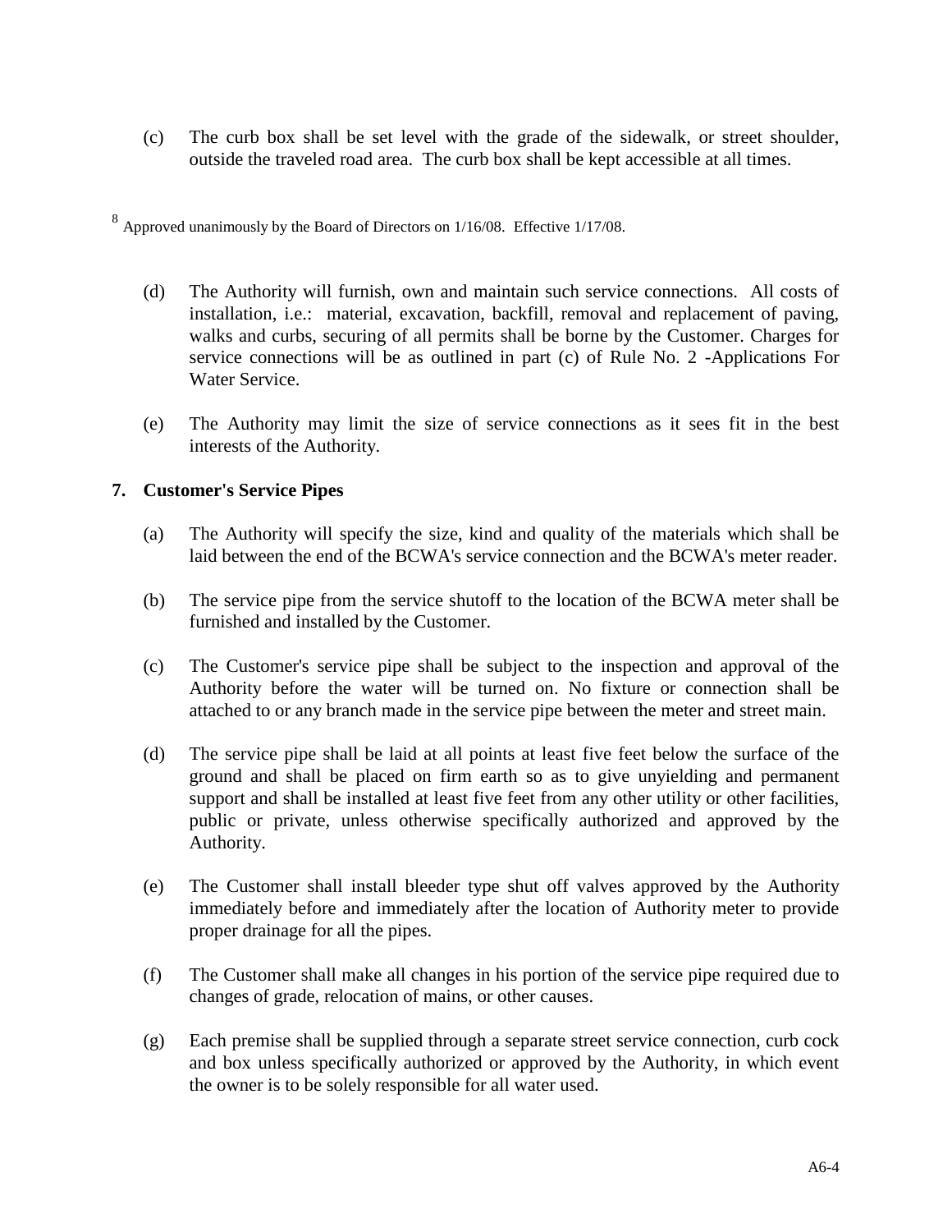(c) The curb box shall be set level with the grade of the sidewalk, or street shoulder, outside the traveled road area. The curb box shall be kept accessible at all times.

[8] Approved unanimously by the Board of Directors on 1/16/08. Effective 1/17/08.

(d) The Authority will furnish, own and maintain such service connections. All costs of installation, i.e.: material, excavation, backfill, removal and replacement of paving, walks and curbs, securing of all permits shall be borne by the Customer. Charges for service connections will be as outlined in part (c) of Rule No. 2 -Applications For Water Service.

(e) The Authority may limit the size of service connections as it sees fit in the best interests of the Authority.

**7. Customer's Service Pipes**

(a) The Authority will specify the size, kind and quality of the materials which shall be laid between the end of the BCWA's service connection and the BCWA's meter reader.

(b) The service pipe from the service shutoff to the location of the BCWA meter shall be furnished and installed by the Customer.

(c) The Customer's service pipe shall be subject to the inspection and approval of the Authority before the water will be turned on. No fixture or connection shall be attached to or any branch made in the service pipe between the meter and street main.

(d) The service pipe shall be laid at all points at least five feet below the surface of the ground and shall be placed on firm earth so as to give unyielding and permanent support and shall be installed at least five feet from any other utility or other facilities, public or private, unless otherwise specifically authorized and approved by the Authority.

(e) The Customer shall install bleeder type shut off valves approved by the Authority immediately before and immediately after the location of Authority meter to provide proper drainage for all the pipes.

(f) The Customer shall make all changes in his portion of the service pipe required due to changes of grade, relocation of mains, or other causes.

(g) Each premise shall be supplied through a separate street service connection, curb cock and box unless specifically authorized or approved by the Authority, in which event the owner is to be solely responsible for all water used.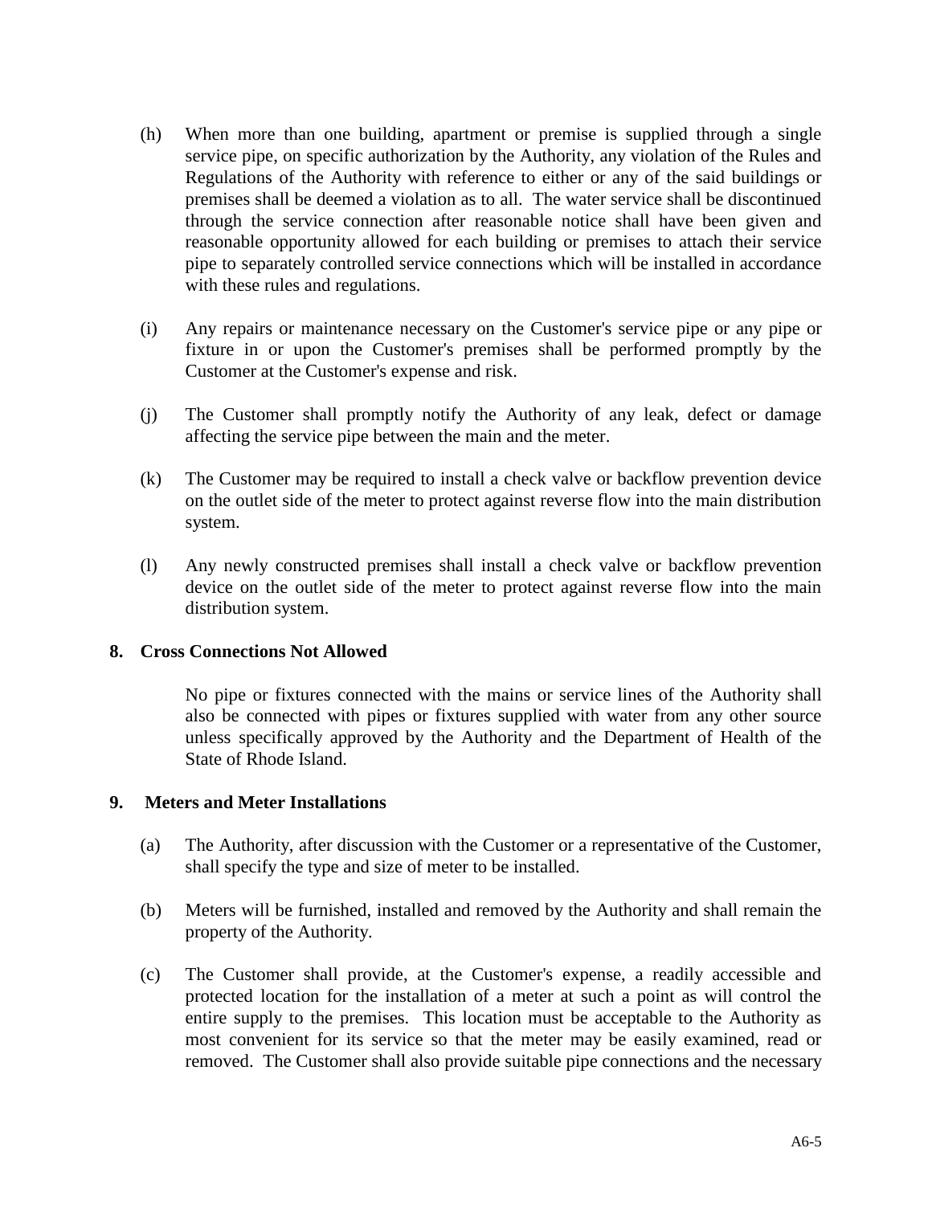(h) When more than one building, apartment or premise is supplied through a single service pipe, on specific authorization by the Authority, any violation of the Rules and Regulations of the Authority with reference to either or any of the said buildings or premises shall be deemed a violation as to all. The water service shall be discontinued through the service connection after reasonable notice shall have been given and reasonable opportunity allowed for each building or premises to attach their service pipe to separately controlled service connections which will be installed in accordance with these rules and regulations.

(i) Any repairs or maintenance necessary on the Customer's service pipe or any pipe or fixture in or upon the Customer's premises shall be performed promptly by the Customer at the Customer's expense and risk.

(j) The Customer shall promptly notify the Authority of any leak, defect or damage affecting the service pipe between the main and the meter.

(k) The Customer may be required to install a check valve or backflow prevention device on the outlet side of the meter to protect against reverse flow into the main distribution system.

(l) Any newly constructed premises shall install a check valve or backflow prevention device on the outlet side of the meter to protect against reverse flow into the main distribution system.

## 8. Cross Connections Not Allowed

No pipe or fixtures connected with the mains or service lines of the Authority shall also be connected with pipes or fixtures supplied with water from any other source unless specifically approved by the Authority and the Department of Health of the State of Rhode Island.

## 9. Meters and Meter Installations

(a) The Authority, after discussion with the Customer or a representative of the Customer, shall specify the type and size of meter to be installed.

(b) Meters will be furnished, installed and removed by the Authority and shall remain the property of the Authority.

(c) The Customer shall provide, at the Customer's expense, a readily accessible and protected location for the installation of a meter at such a point as will control the entire supply to the premises. This location must be acceptable to the Authority as most convenient for its service so that the meter may be easily examined, read or removed. The Customer shall also provide suitable pipe connections and the necessary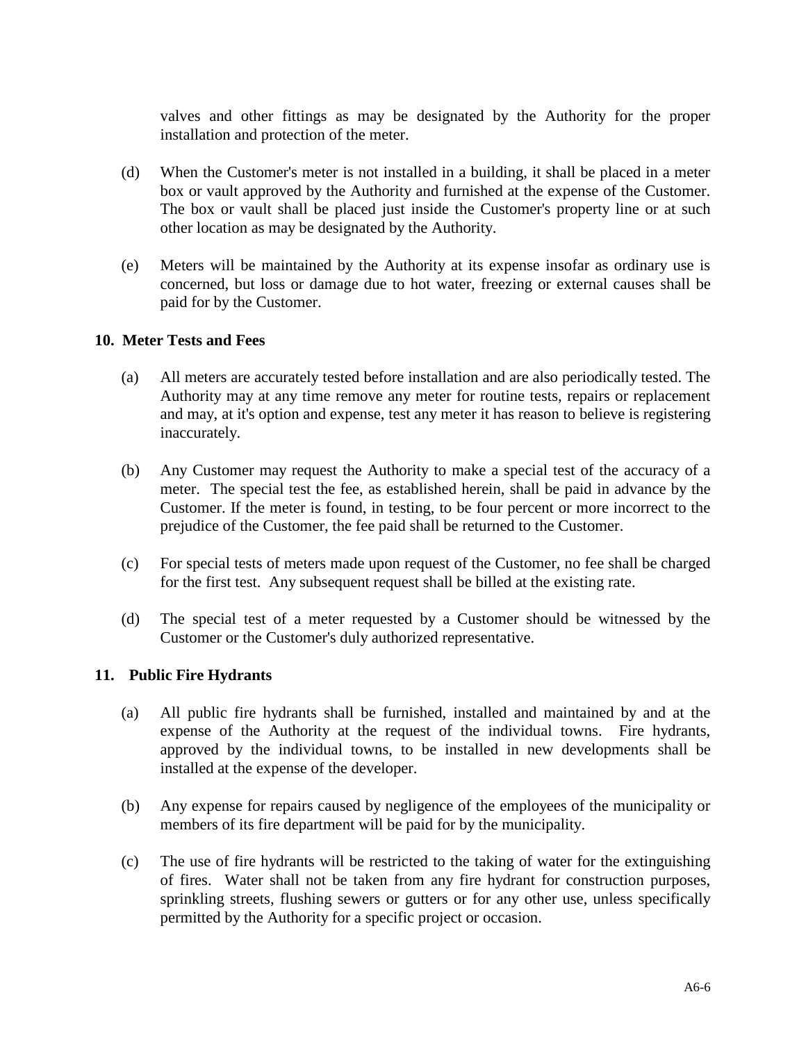valves and other fittings as may be designated by the Authority for the proper installation and protection of the meter.

(d) When the Customer's meter is not installed in a building, it shall be placed in a meter box or vault approved by the Authority and furnished at the expense of the Customer. The box or vault shall be placed just inside the Customer's property line or at such other location as may be designated by the Authority.

(e) Meters will be maintained by the Authority at its expense insofar as ordinary use is concerned, but loss or damage due to hot water, freezing or external causes shall be paid for by the Customer.

## 10. Meter Tests and Fees

(a) All meters are accurately tested before installation and are also periodically tested. The Authority may at any time remove any meter for routine tests, repairs or replacement and may, at it's option and expense, test any meter it has reason to believe is registering inaccurately.

(b) Any Customer may request the Authority to make a special test of the accuracy of a meter. The special test the fee, as established herein, shall be paid in advance by the Customer. If the meter is found, in testing, to be four percent or more incorrect to the prejudice of the Customer, the fee paid shall be returned to the Customer.

(c) For special tests of meters made upon request of the Customer, no fee shall be charged for the first test. Any subsequent request shall be billed at the existing rate.

(d) The special test of a meter requested by a Customer should be witnessed by the Customer or the Customer's duly authorized representative.

## 11. Public Fire Hydrants

(a) All public fire hydrants shall be furnished, installed and maintained by and at the expense of the Authority at the request of the individual towns. Fire hydrants, approved by the individual towns, to be installed in new developments shall be installed at the expense of the developer.

(b) Any expense for repairs caused by negligence of the employees of the municipality or members of its fire department will be paid for by the municipality.

(c) The use of fire hydrants will be restricted to the taking of water for the extinguishing of fires. Water shall not be taken from any fire hydrant for construction purposes, sprinkling streets, flushing sewers or gutters or for any other use, unless specifically permitted by the Authority for a specific project or occasion.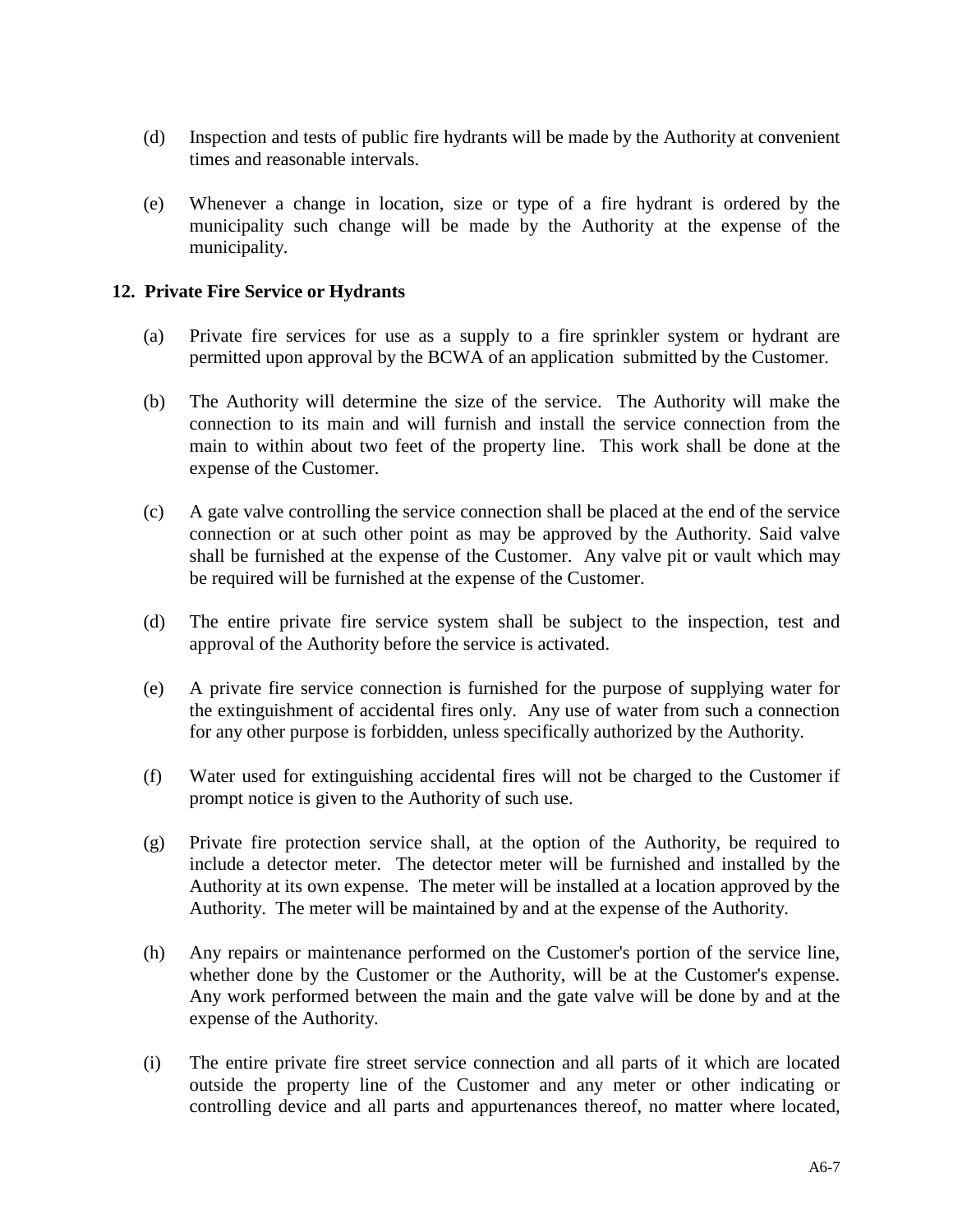(d) Inspection and tests of public fire hydrants will be made by the Authority at convenient times and reasonable intervals.

(e) Whenever a change in location, size or type of a fire hydrant is ordered by the municipality such change will be made by the Authority at the expense of the municipality.

**12. Private Fire Service or Hydrants**

(a) Private fire services for use as a supply to a fire sprinkler system or hydrant are permitted upon approval by the BCWA of an application submitted by the Customer.

(b) The Authority will determine the size of the service. The Authority will make the connection to its main and will furnish and install the service connection from the main to within about two feet of the property line. This work shall be done at the expense of the Customer.

(c) A gate valve controlling the service connection shall be placed at the end of the service connection or at such other point as may be approved by the Authority. Said valve shall be furnished at the expense of the Customer. Any valve pit or vault which may be required will be furnished at the expense of the Customer.

(d) The entire private fire service system shall be subject to the inspection, test and approval of the Authority before the service is activated.

(e) A private fire service connection is furnished for the purpose of supplying water for the extinguishment of accidental fires only. Any use of water from such a connection for any other purpose is forbidden, unless specifically authorized by the Authority.

(f) Water used for extinguishing accidental fires will not be charged to the Customer if prompt notice is given to the Authority of such use.

(g) Private fire protection service shall, at the option of the Authority, be required to include a detector meter. The detector meter will be furnished and installed by the Authority at its own expense. The meter will be installed at a location approved by the Authority. The meter will be maintained by and at the expense of the Authority.

(h) Any repairs or maintenance performed on the Customer's portion of the service line, whether done by the Customer or the Authority, will be at the Customer's expense. Any work performed between the main and the gate valve will be done by and at the expense of the Authority.

(i) The entire private fire street service connection and all parts of it which are located outside the property line of the Customer and any meter or other indicating or controlling device and all parts and appurtenances thereof, no matter where located,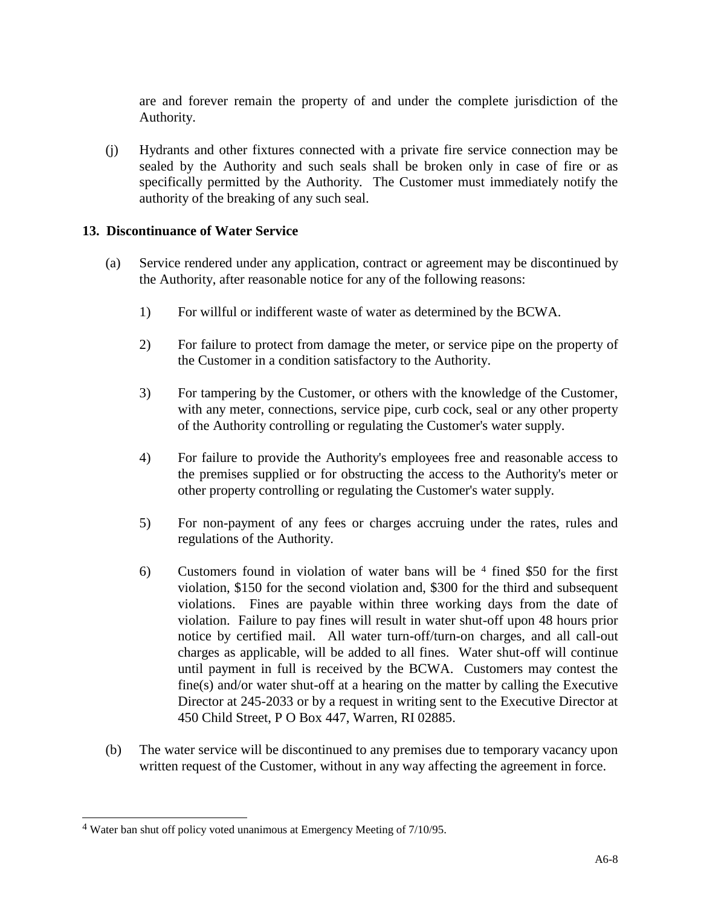are and forever remain the property of and under the complete jurisdiction of the Authority.

(j) Hydrants and other fixtures connected with a private fire service connection may be sealed by the Authority and such seals shall be broken only in case of fire or as specifically permitted by the Authority. The Customer must immediately notify the authority of the breaking of any such seal.

## 13. Discontinuance of Water Service

(a) Service rendered under any application, contract or agreement may be discontinued by the Authority, after reasonable notice for any of the following reasons:

1) For willful or indifferent waste of water as determined by the BCWA.

2) For failure to protect from damage the meter, or service pipe on the property of the Customer in a condition satisfactory to the Authority.

3) For tampering by the Customer, or others with the knowledge of the Customer, with any meter, connections, service pipe, curb cock, seal or any other property of the Authority controlling or regulating the Customer's water supply.

4) For failure to provide the Authority's employees free and reasonable access to the premises supplied or for obstructing the access to the Authority's meter or other property controlling or regulating the Customer's water supply.

5) For non-payment of any fees or charges accruing under the rates, rules and regulations of the Authority.

6) Customers found in violation of water bans will be [4] fined $50 for the first violation, $150 for the second violation and, $300 for the third and subsequent violations. Fines are payable within three working days from the date of violation. Failure to pay fines will result in water shut-off upon 48 hours prior notice by certified mail. All water turn-off/turn-on charges, and all call-out charges as applicable, will be added to all fines. Water shut-off will continue until payment in full is received by the BCWA. Customers may contest the fine(s) and/or water shut-off at a hearing on the matter by calling the Executive Director at 245-2033 or by a request in writing sent to the Executive Director at 450 Child Street, P O Box 447, Warren, RI 02885.

(b) The water service will be discontinued to any premises due to temporary vacancy upon written request of the Customer, without in any way affecting the agreement in force.

---

[4] Water ban shut off policy voted unanimous at Emergency Meeting of 7/10/95.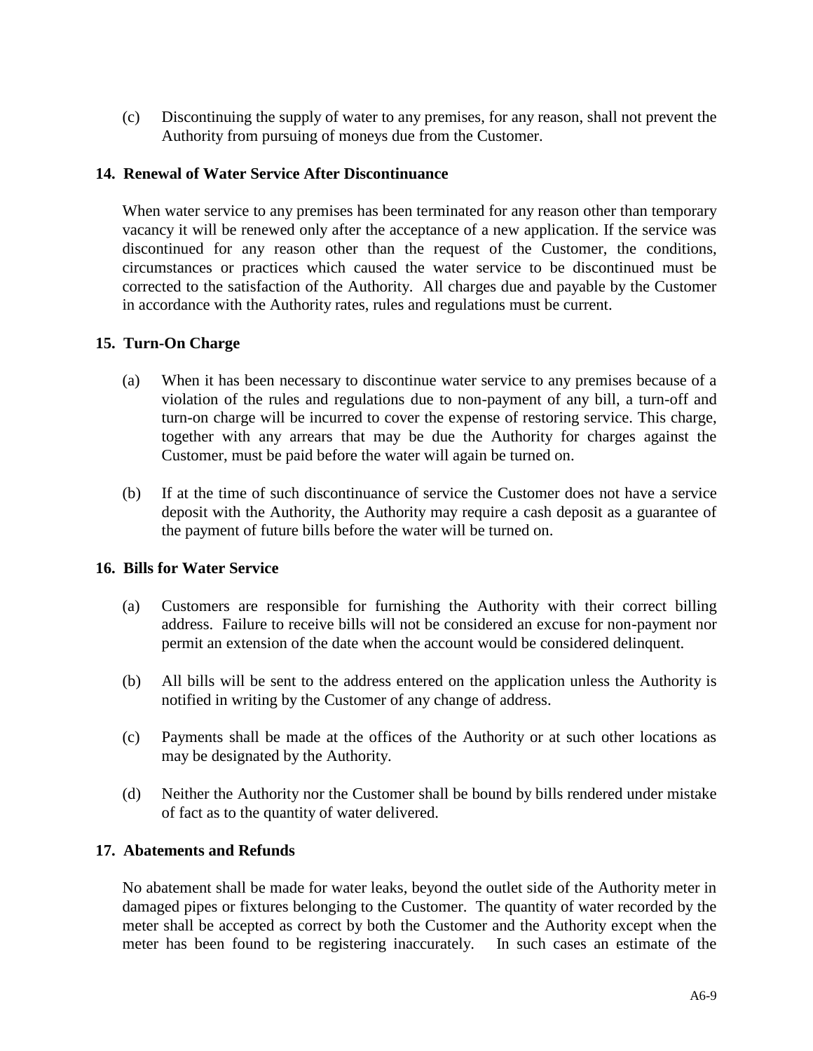(c) Discontinuing the supply of water to any premises, for any reason, shall not prevent the Authority from pursuing of moneys due from the Customer.

## 14. Renewal of Water Service After Discontinuance

When water service to any premises has been terminated for any reason other than temporary vacancy it will be renewed only after the acceptance of a new application. If the service was discontinued for any reason other than the request of the Customer, the conditions, circumstances or practices which caused the water service to be discontinued must be corrected to the satisfaction of the Authority. All charges due and payable by the Customer in accordance with the Authority rates, rules and regulations must be current.

## 15. Turn-On Charge

(a) When it has been necessary to discontinue water service to any premises because of a violation of the rules and regulations due to non-payment of any bill, a turn-off and turn-on charge will be incurred to cover the expense of restoring service. This charge, together with any arrears that may be due the Authority for charges against the Customer, must be paid before the water will again be turned on.

(b) If at the time of such discontinuance of service the Customer does not have a service deposit with the Authority, the Authority may require a cash deposit as a guarantee of the payment of future bills before the water will be turned on.

## 16. Bills for Water Service

(a) Customers are responsible for furnishing the Authority with their correct billing address. Failure to receive bills will not be considered an excuse for non-payment nor permit an extension of the date when the account would be considered delinquent.

(b) All bills will be sent to the address entered on the application unless the Authority is notified in writing by the Customer of any change of address.

(c) Payments shall be made at the offices of the Authority or at such other locations as may be designated by the Authority.

(d) Neither the Authority nor the Customer shall be bound by bills rendered under mistake of fact as to the quantity of water delivered.

## 17. Abatements and Refunds

No abatement shall be made for water leaks, beyond the outlet side of the Authority meter in damaged pipes or fixtures belonging to the Customer. The quantity of water recorded by the meter shall be accepted as correct by both the Customer and the Authority except when the meter has been found to be registering inaccurately. In such cases an estimate of the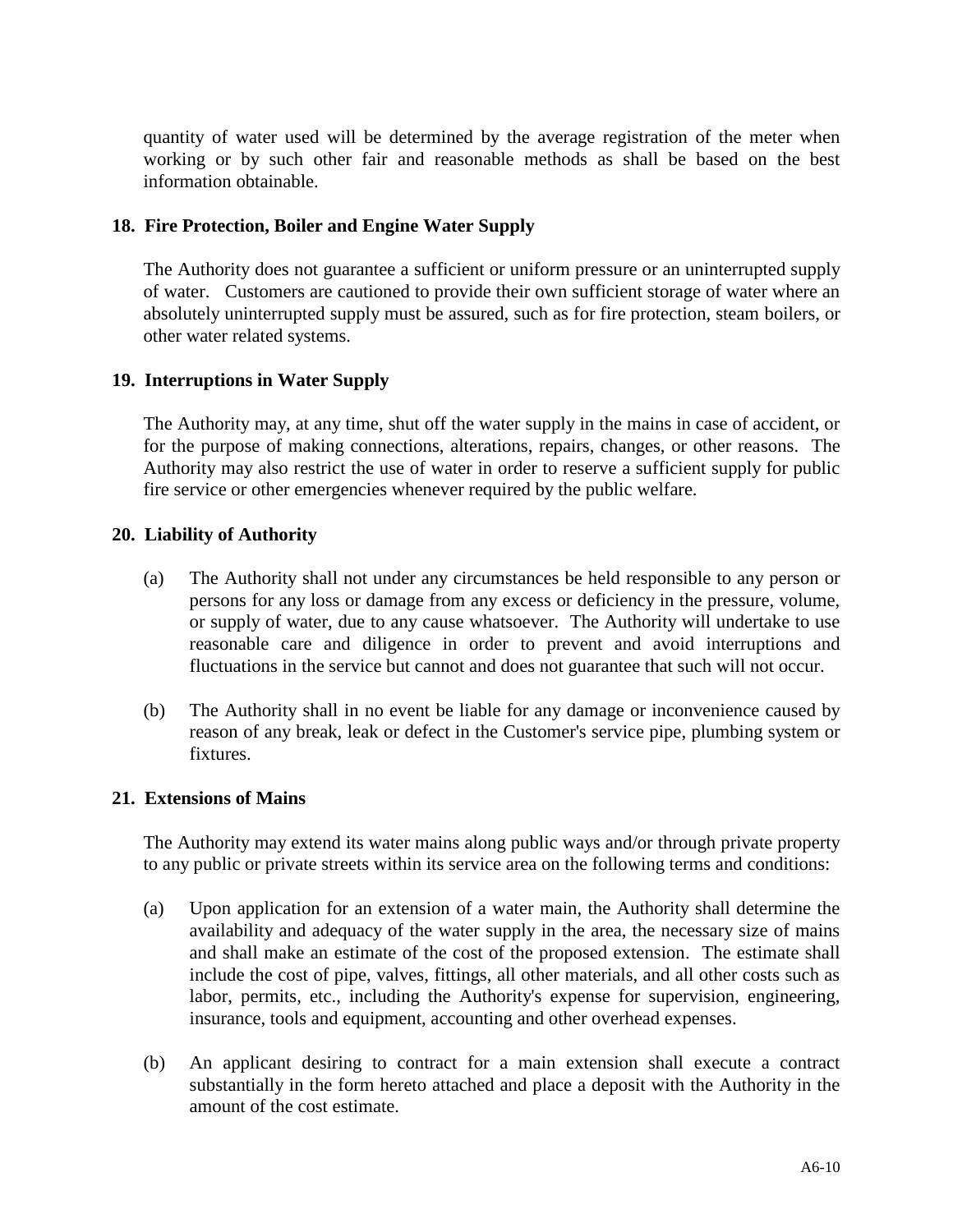quantity of water used will be determined by the average registration of the meter when working or by such other fair and reasonable methods as shall be based on the best information obtainable.

## 18. Fire Protection, Boiler and Engine Water Supply

The Authority does not guarantee a sufficient or uniform pressure or an uninterrupted supply of water. Customers are cautioned to provide their own sufficient storage of water where an absolutely uninterrupted supply must be assured, such as for fire protection, steam boilers, or other water related systems.

## 19. Interruptions in Water Supply

The Authority may, at any time, shut off the water supply in the mains in case of accident, or for the purpose of making connections, alterations, repairs, changes, or other reasons. The Authority may also restrict the use of water in order to reserve a sufficient supply for public fire service or other emergencies whenever required by the public welfare.

## 20. Liability of Authority

(a) The Authority shall not under any circumstances be held responsible to any person or persons for any loss or damage from any excess or deficiency in the pressure, volume, or supply of water, due to any cause whatsoever. The Authority will undertake to use reasonable care and diligence in order to prevent and avoid interruptions and fluctuations in the service but cannot and does not guarantee that such will not occur.

(b) The Authority shall in no event be liable for any damage or inconvenience caused by reason of any break, leak or defect in the Customer's service pipe, plumbing system or fixtures.

## 21. Extensions of Mains

The Authority may extend its water mains along public ways and/or through private property to any public or private streets within its service area on the following terms and conditions:

(a) Upon application for an extension of a water main, the Authority shall determine the availability and adequacy of the water supply in the area, the necessary size of mains and shall make an estimate of the cost of the proposed extension. The estimate shall include the cost of pipe, valves, fittings, all other materials, and all other costs such as labor, permits, etc., including the Authority's expense for supervision, engineering, insurance, tools and equipment, accounting and other overhead expenses.

(b) An applicant desiring to contract for a main extension shall execute a contract substantially in the form hereto attached and place a deposit with the Authority in the amount of the cost estimate.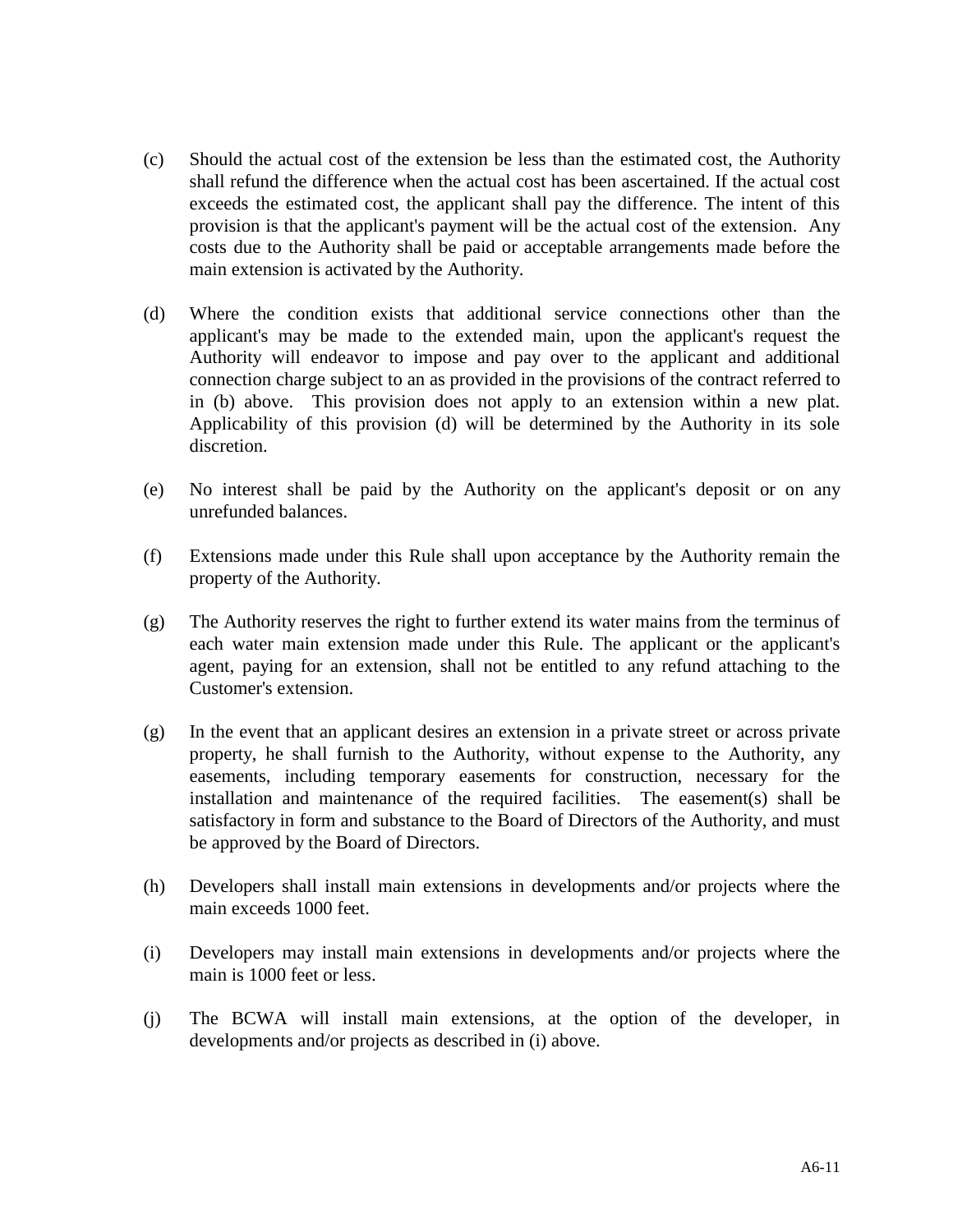(c) Should the actual cost of the extension be less than the estimated cost, the Authority shall refund the difference when the actual cost has been ascertained. If the actual cost exceeds the estimated cost, the applicant shall pay the difference. The intent of this provision is that the applicant's payment will be the actual cost of the extension. Any costs due to the Authority shall be paid or acceptable arrangements made before the main extension is activated by the Authority.

(d) Where the condition exists that additional service connections other than the applicant's may be made to the extended main, upon the applicant's request the Authority will endeavor to impose and pay over to the applicant and additional connection charge subject to an as provided in the provisions of the contract referred to in (b) above. This provision does not apply to an extension within a new plat. Applicability of this provision (d) will be determined by the Authority in its sole discretion.

(e) No interest shall be paid by the Authority on the applicant's deposit or on any unrefunded balances.

(f) Extensions made under this Rule shall upon acceptance by the Authority remain the property of the Authority.

(g) The Authority reserves the right to further extend its water mains from the terminus of each water main extension made under this Rule. The applicant or the applicant's agent, paying for an extension, shall not be entitled to any refund attaching to the Customer's extension.

(g) In the event that an applicant desires an extension in a private street or across private property, he shall furnish to the Authority, without expense to the Authority, any easements, including temporary easements for construction, necessary for the installation and maintenance of the required facilities. The easement(s) shall be satisfactory in form and substance to the Board of Directors of the Authority, and must be approved by the Board of Directors.

(h) Developers shall install main extensions in developments and/or projects where the main exceeds 1000 feet.

(i) Developers may install main extensions in developments and/or projects where the main is 1000 feet or less.

(j) The BCWA will install main extensions, at the option of the developer, in developments and/or projects as described in (i) above.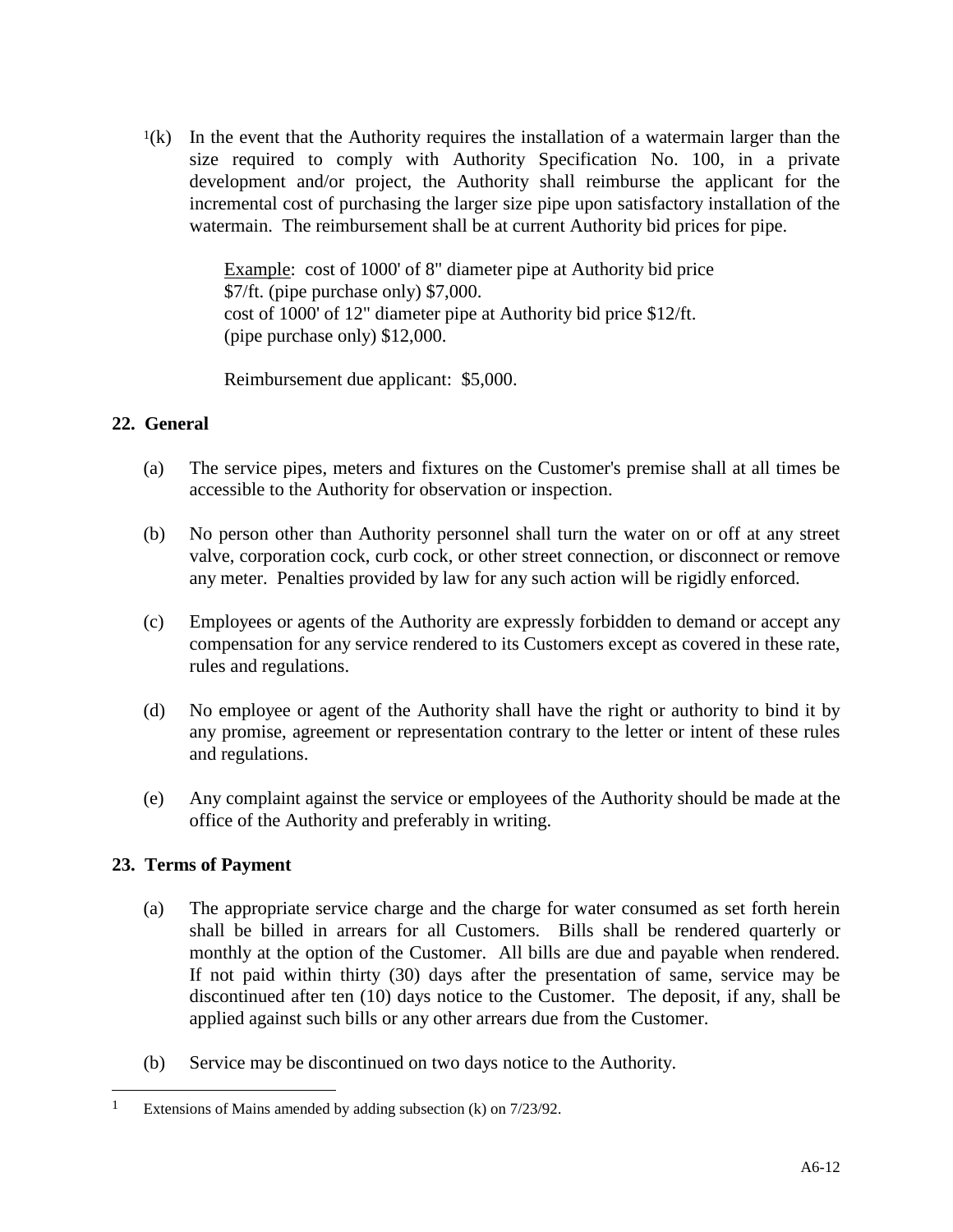[1](k) In the event that the Authority requires the installation of a watermain larger than the size required to comply with Authority Specification No. 100, in a private development and/or project, the Authority shall reimburse the applicant for the incremental cost of purchasing the larger size pipe upon satisfactory installation of the watermain. The reimbursement shall be at current Authority bid prices for pipe.

> Example: cost of 1000' of 8" diameter pipe at Authority bid price $7/ft. (pipe purchase only) $7,000.
> cost of 1000' of 12" diameter pipe at Authority bid price $12/ft. (pipe purchase only) $12,000.
>
> Reimbursement due applicant: $5,000.

## 22. General

(a) The service pipes, meters and fixtures on the Customer's premise shall at all times be accessible to the Authority for observation or inspection.

(b) No person other than Authority personnel shall turn the water on or off at any street valve, corporation cock, curb cock, or other street connection, or disconnect or remove any meter. Penalties provided by law for any such action will be rigidly enforced.

(c) Employees or agents of the Authority are expressly forbidden to demand or accept any compensation for any service rendered to its Customers except as covered in these rate, rules and regulations.

(d) No employee or agent of the Authority shall have the right or authority to bind it by any promise, agreement or representation contrary to the letter or intent of these rules and regulations.

(e) Any complaint against the service or employees of the Authority should be made at the office of the Authority and preferably in writing.

## 23. Terms of Payment

(a) The appropriate service charge and the charge for water consumed as set forth herein shall be billed in arrears for all Customers. Bills shall be rendered quarterly or monthly at the option of the Customer. All bills are due and payable when rendered. If not paid within thirty (30) days after the presentation of same, service may be discontinued after ten (10) days notice to the Customer. The deposit, if any, shall be applied against such bills or any other arrears due from the Customer.

(b) Service may be discontinued on two days notice to the Authority.

---

[1] Extensions of Mains amended by adding subsection (k) on 7/23/92.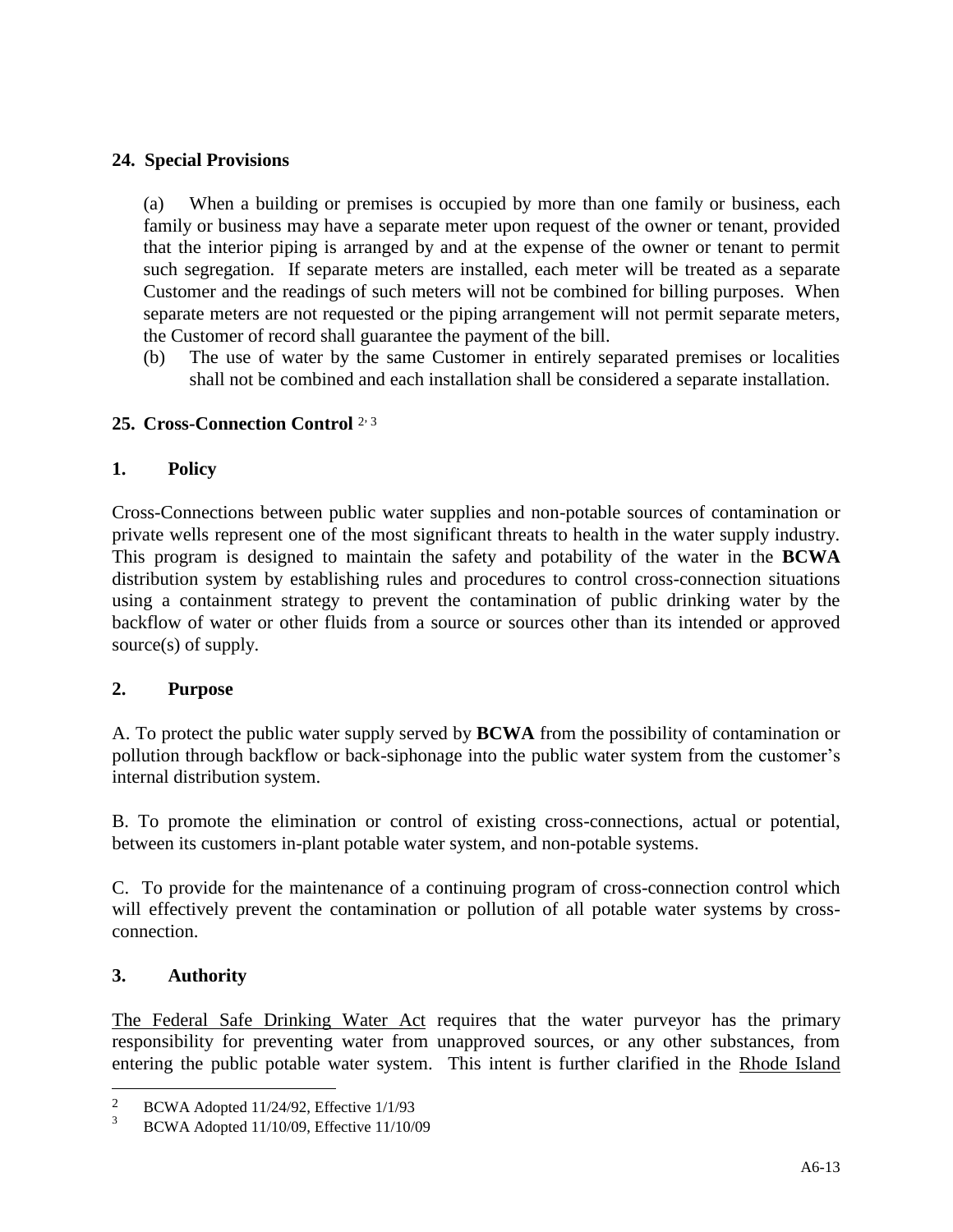## 24. Special Provisions

(a) When a building or premises is occupied by more than one family or business, each family or business may have a separate meter upon request of the owner or tenant, provided that the interior piping is arranged by and at the expense of the owner or tenant to permit such segregation. If separate meters are installed, each meter will be treated as a separate Customer and the readings of such meters will not be combined for billing purposes. When separate meters are not requested or the piping arrangement will not permit separate meters, the Customer of record shall guarantee the payment of the bill.

(b) The use of water by the same Customer in entirely separated premises or localities shall not be combined and each installation shall be considered a separate installation.

## 25. Cross-Connection Control [2, 3]

### 1. Policy

Cross-Connections between public water supplies and non-potable sources of contamination or private wells represent one of the most significant threats to health in the water supply industry. This program is designed to maintain the safety and potability of the water in the **BCWA** distribution system by establishing rules and procedures to control cross-connection situations using a containment strategy to prevent the contamination of public drinking water by the backflow of water or other fluids from a source or sources other than its intended or approved source(s) of supply.

### 2. Purpose

A. To protect the public water supply served by **BCWA** from the possibility of contamination or pollution through backflow or back-siphonage into the public water system from the customer's internal distribution system.

B. To promote the elimination or control of existing cross-connections, actual or potential, between its customers in-plant potable water system, and non-potable systems.

C. To provide for the maintenance of a continuing program of cross-connection control which will effectively prevent the contamination or pollution of all potable water systems by cross-connection.

### 3. Authority

The Federal Safe Drinking Water Act requires that the water purveyor has the primary responsibility for preventing water from unapproved sources, or any other substances, from entering the public potable water system. This intent is further clarified in the Rhode Island

---

[2] BCWA Adopted 11/24/92, Effective 1/1/93

[3] BCWA Adopted 11/10/09, Effective 11/10/09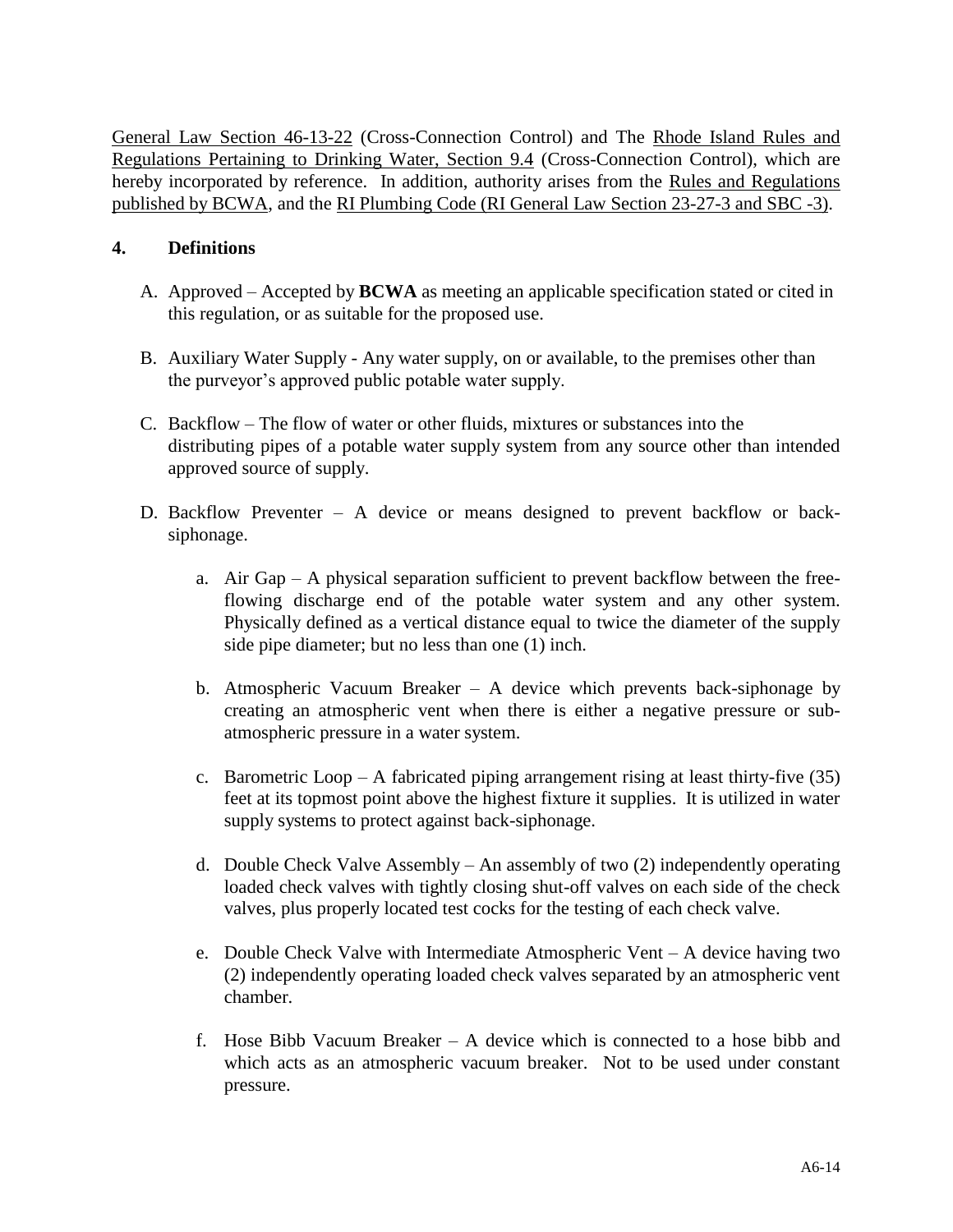General Law Section 46-13-22 (Cross-Connection Control) and The Rhode Island Rules and Regulations Pertaining to Drinking Water, Section 9.4 (Cross-Connection Control), which are hereby incorporated by reference. In addition, authority arises from the Rules and Regulations published by BCWA, and the RI Plumbing Code (RI General Law Section 23-27-3 and SBC -3).

## 4. Definitions

A. Approved – Accepted by **BCWA** as meeting an applicable specification stated or cited in this regulation, or as suitable for the proposed use.

B. Auxiliary Water Supply - Any water supply, on or available, to the premises other than the purveyor's approved public potable water supply.

C. Backflow – The flow of water or other fluids, mixtures or substances into the distributing pipes of a potable water supply system from any source other than intended approved source of supply.

D. Backflow Preventer – A device or means designed to prevent backflow or back-siphonage.

   a. Air Gap – A physical separation sufficient to prevent backflow between the free-flowing discharge end of the potable water system and any other system. Physically defined as a vertical distance equal to twice the diameter of the supply side pipe diameter; but no less than one (1) inch.

   b. Atmospheric Vacuum Breaker – A device which prevents back-siphonage by creating an atmospheric vent when there is either a negative pressure or sub-atmospheric pressure in a water system.

   c. Barometric Loop – A fabricated piping arrangement rising at least thirty-five (35) feet at its topmost point above the highest fixture it supplies. It is utilized in water supply systems to protect against back-siphonage.

   d. Double Check Valve Assembly – An assembly of two (2) independently operating loaded check valves with tightly closing shut-off valves on each side of the check valves, plus properly located test cocks for the testing of each check valve.

   e. Double Check Valve with Intermediate Atmospheric Vent – A device having two (2) independently operating loaded check valves separated by an atmospheric vent chamber.

   f. Hose Bibb Vacuum Breaker – A device which is connected to a hose bibb and which acts as an atmospheric vacuum breaker. Not to be used under constant pressure.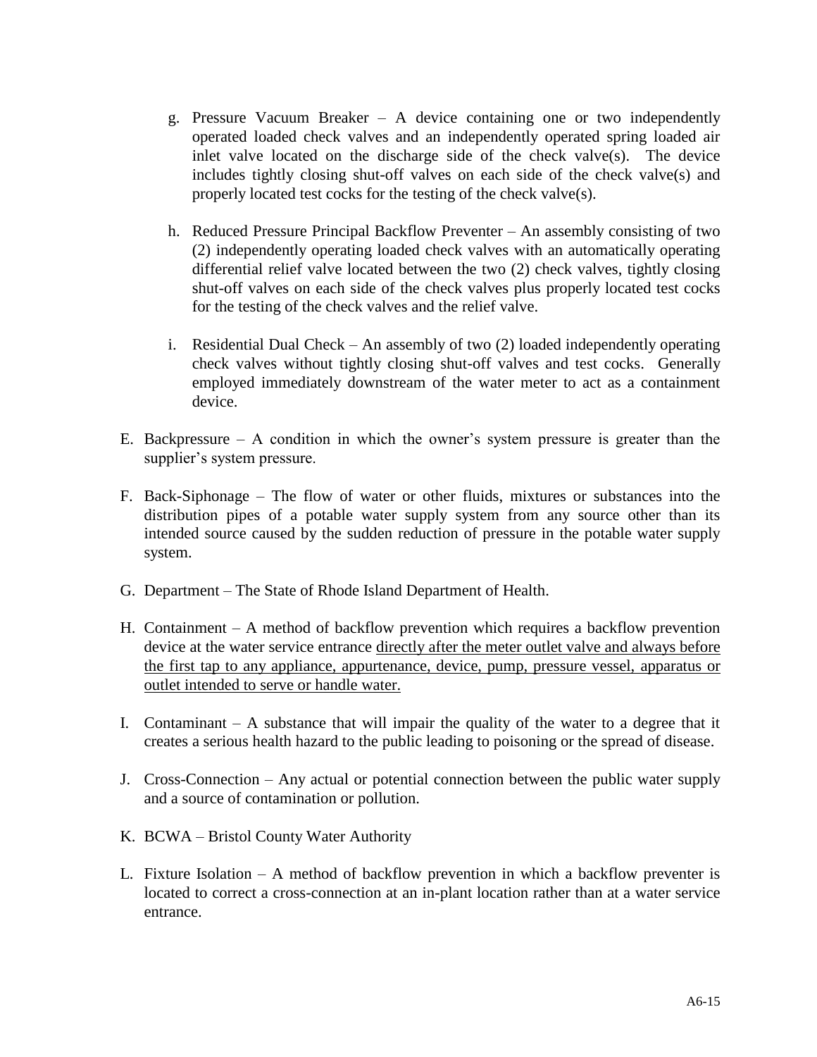g. Pressure Vacuum Breaker – A device containing one or two independently operated loaded check valves and an independently operated spring loaded air inlet valve located on the discharge side of the check valve(s). The device includes tightly closing shut-off valves on each side of the check valve(s) and properly located test cocks for the testing of the check valve(s).

h. Reduced Pressure Principal Backflow Preventer – An assembly consisting of two (2) independently operating loaded check valves with an automatically operating differential relief valve located between the two (2) check valves, tightly closing shut-off valves on each side of the check valves plus properly located test cocks for the testing of the check valves and the relief valve.

i. Residential Dual Check – An assembly of two (2) loaded independently operating check valves without tightly closing shut-off valves and test cocks. Generally employed immediately downstream of the water meter to act as a containment device.

E. Backpressure – A condition in which the owner's system pressure is greater than the supplier's system pressure.

F. Back-Siphonage – The flow of water or other fluids, mixtures or substances into the distribution pipes of a potable water supply system from any source other than its intended source caused by the sudden reduction of pressure in the potable water supply system.

G. Department – The State of Rhode Island Department of Health.

H. Containment – A method of backflow prevention which requires a backflow prevention device at the water service entrance <u>directly after the meter outlet valve and always before the first tap to any appliance, appurtenance, device, pump, pressure vessel, apparatus or outlet intended to serve or handle water.</u>

I. Contaminant – A substance that will impair the quality of the water to a degree that it creates a serious health hazard to the public leading to poisoning or the spread of disease.

J. Cross-Connection – Any actual or potential connection between the public water supply and a source of contamination or pollution.

K. BCWA – Bristol County Water Authority

L. Fixture Isolation – A method of backflow prevention in which a backflow preventer is located to correct a cross-connection at an in-plant location rather than at a water service entrance.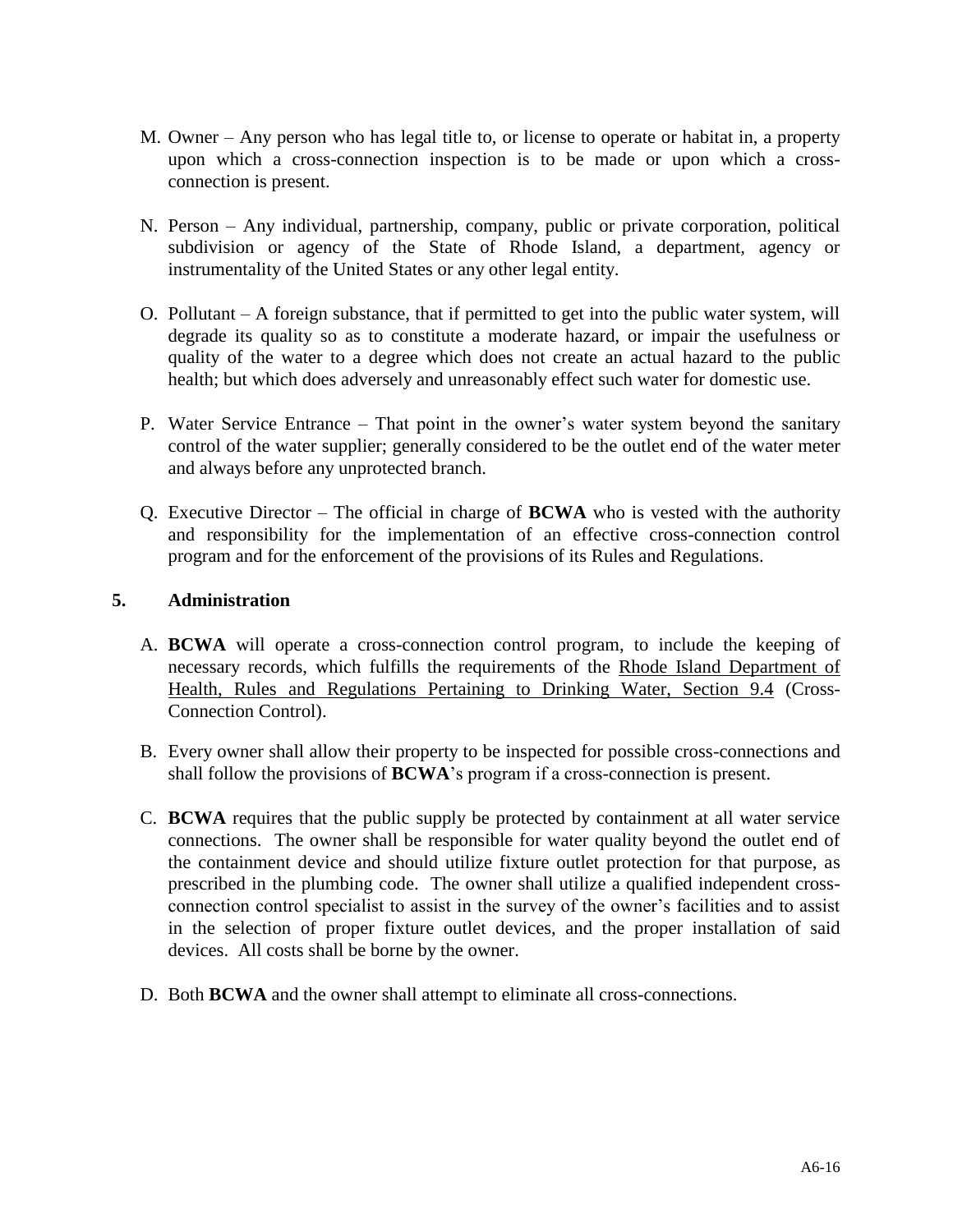M. Owner – Any person who has legal title to, or license to operate or habitat in, a property upon which a cross-connection inspection is to be made or upon which a cross-connection is present.

N. Person – Any individual, partnership, company, public or private corporation, political subdivision or agency of the State of Rhode Island, a department, agency or instrumentality of the United States or any other legal entity.

O. Pollutant – A foreign substance, that if permitted to get into the public water system, will degrade its quality so as to constitute a moderate hazard, or impair the usefulness or quality of the water to a degree which does not create an actual hazard to the public health; but which does adversely and unreasonably effect such water for domestic use.

P. Water Service Entrance – That point in the owner's water system beyond the sanitary control of the water supplier; generally considered to be the outlet end of the water meter and always before any unprotected branch.

Q. Executive Director – The official in charge of **BCWA** who is vested with the authority and responsibility for the implementation of an effective cross-connection control program and for the enforcement of the provisions of its Rules and Regulations.

## 5. Administration

A. **BCWA** will operate a cross-connection control program, to include the keeping of necessary records, which fulfills the requirements of the Rhode Island Department of Health, Rules and Regulations Pertaining to Drinking Water, Section 9.4 (Cross-Connection Control).

B. Every owner shall allow their property to be inspected for possible cross-connections and shall follow the provisions of **BCWA**'s program if a cross-connection is present.

C. **BCWA** requires that the public supply be protected by containment at all water service connections. The owner shall be responsible for water quality beyond the outlet end of the containment device and should utilize fixture outlet protection for that purpose, as prescribed in the plumbing code. The owner shall utilize a qualified independent cross-connection control specialist to assist in the survey of the owner's facilities and to assist in the selection of proper fixture outlet devices, and the proper installation of said devices. All costs shall be borne by the owner.

D. Both **BCWA** and the owner shall attempt to eliminate all cross-connections.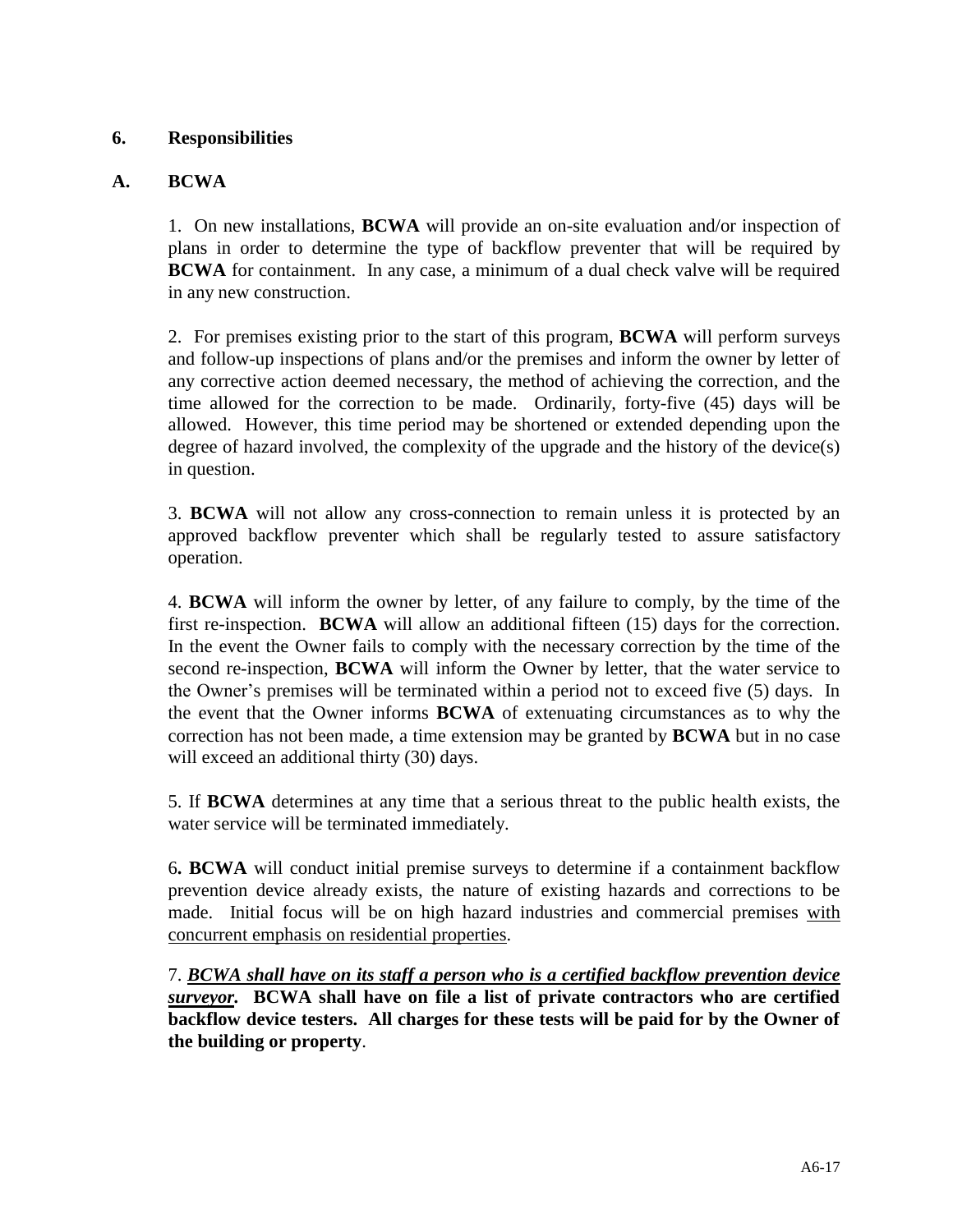## 6. Responsibilities

### A. BCWA

1. On new installations, **BCWA** will provide an on-site evaluation and/or inspection of plans in order to determine the type of backflow preventer that will be required by **BCWA** for containment. In any case, a minimum of a dual check valve will be required in any new construction.

2. For premises existing prior to the start of this program, **BCWA** will perform surveys and follow-up inspections of plans and/or the premises and inform the owner by letter of any corrective action deemed necessary, the method of achieving the correction, and the time allowed for the correction to be made. Ordinarily, forty-five (45) days will be allowed. However, this time period may be shortened or extended depending upon the degree of hazard involved, the complexity of the upgrade and the history of the device(s) in question.

3. **BCWA** will not allow any cross-connection to remain unless it is protected by an approved backflow preventer which shall be regularly tested to assure satisfactory operation.

4. **BCWA** will inform the owner by letter, of any failure to comply, by the time of the first re-inspection. **BCWA** will allow an additional fifteen (15) days for the correction. In the event the Owner fails to comply with the necessary correction by the time of the second re-inspection, **BCWA** will inform the Owner by letter, that the water service to the Owner's premises will be terminated within a period not to exceed five (5) days. In the event that the Owner informs **BCWA** of extenuating circumstances as to why the correction has not been made, a time extension may be granted by **BCWA** but in no case will exceed an additional thirty (30) days.

5. If **BCWA** determines at any time that a serious threat to the public health exists, the water service will be terminated immediately.

6**. BCWA** will conduct initial premise surveys to determine if a containment backflow prevention device already exists, the nature of existing hazards and corrections to be made. Initial focus will be on high hazard industries and commercial premises <u>with concurrent emphasis on residential properties</u>.

7. <u>***BCWA shall have on its staff a person who is a certified backflow prevention device surveyor.***</u> **BCWA shall have on file a list of private contractors who are certified backflow device testers. All charges for these tests will be paid for by the Owner of the building or property**.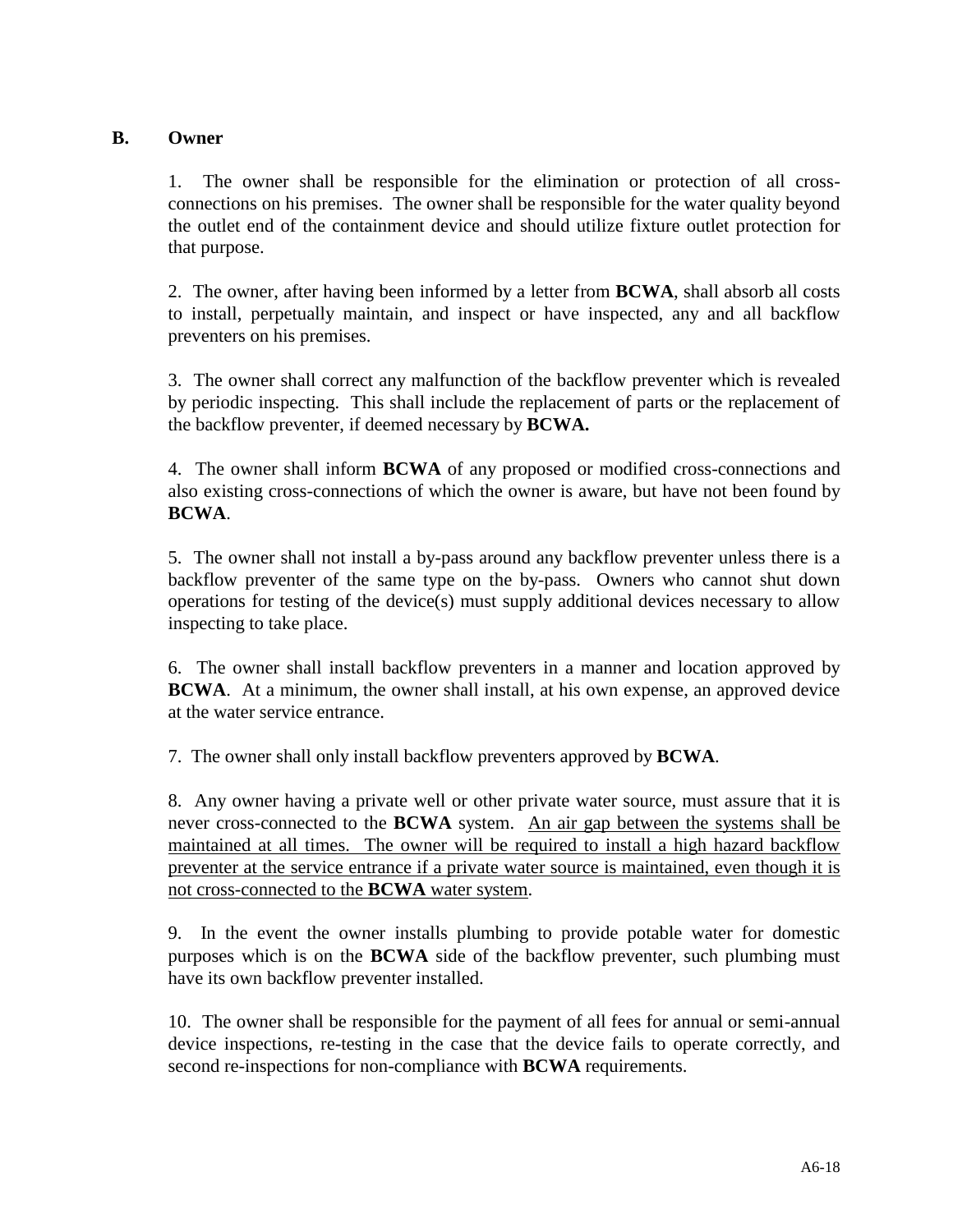## B. Owner

1. The owner shall be responsible for the elimination or protection of all cross-connections on his premises. The owner shall be responsible for the water quality beyond the outlet end of the containment device and should utilize fixture outlet protection for that purpose.

2. The owner, after having been informed by a letter from **BCWA**, shall absorb all costs to install, perpetually maintain, and inspect or have inspected, any and all backflow preventers on his premises.

3. The owner shall correct any malfunction of the backflow preventer which is revealed by periodic inspecting. This shall include the replacement of parts or the replacement of the backflow preventer, if deemed necessary by **BCWA.**

4. The owner shall inform **BCWA** of any proposed or modified cross-connections and also existing cross-connections of which the owner is aware, but have not been found by **BCWA**.

5. The owner shall not install a by-pass around any backflow preventer unless there is a backflow preventer of the same type on the by-pass. Owners who cannot shut down operations for testing of the device(s) must supply additional devices necessary to allow inspecting to take place.

6. The owner shall install backflow preventers in a manner and location approved by **BCWA**. At a minimum, the owner shall install, at his own expense, an approved device at the water service entrance.

7. The owner shall only install backflow preventers approved by **BCWA**.

8. Any owner having a private well or other private water source, must assure that it is never cross-connected to the **BCWA** system. <u>An air gap between the systems shall be maintained at all times. The owner will be required to install a high hazard backflow preventer at the service entrance if a private water source is maintained, even though it is not cross-connected to the **BCWA** water system</u>.

9. In the event the owner installs plumbing to provide potable water for domestic purposes which is on the **BCWA** side of the backflow preventer, such plumbing must have its own backflow preventer installed.

10. The owner shall be responsible for the payment of all fees for annual or semi-annual device inspections, re-testing in the case that the device fails to operate correctly, and second re-inspections for non-compliance with **BCWA** requirements.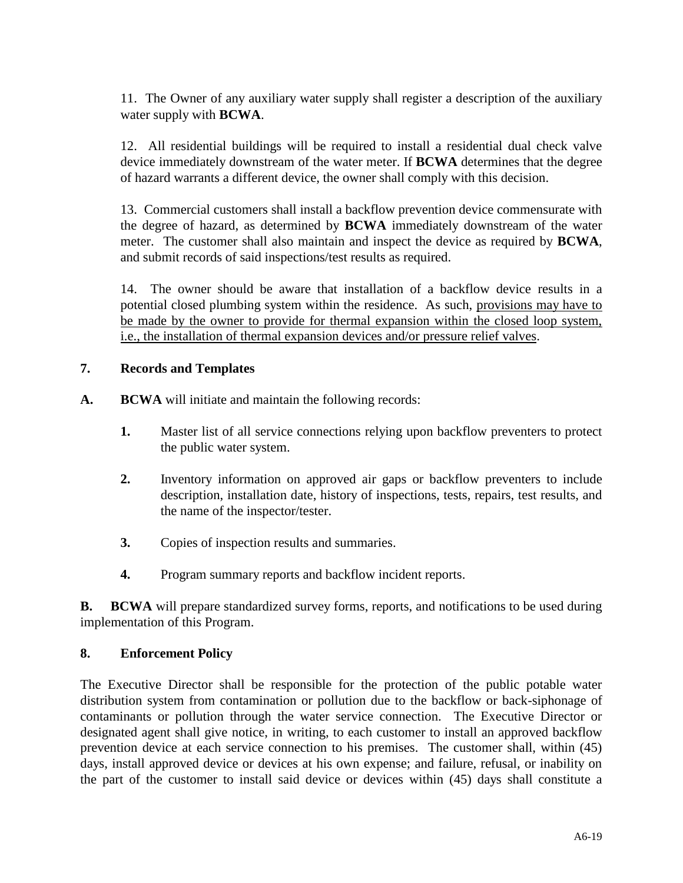11. The Owner of any auxiliary water supply shall register a description of the auxiliary water supply with **BCWA**.

12. All residential buildings will be required to install a residential dual check valve device immediately downstream of the water meter. If **BCWA** determines that the degree of hazard warrants a different device, the owner shall comply with this decision.

13. Commercial customers shall install a backflow prevention device commensurate with the degree of hazard, as determined by **BCWA** immediately downstream of the water meter. The customer shall also maintain and inspect the device as required by **BCWA**, and submit records of said inspections/test results as required.

14. The owner should be aware that installation of a backflow device results in a potential closed plumbing system within the residence. As such, <u>provisions may have to be made by the owner to provide for thermal expansion within the closed loop system, i.e., the installation of thermal expansion devices and/or pressure relief valves</u>.

## 7. Records and Templates

**A.** **BCWA** will initiate and maintain the following records:

**1.** Master list of all service connections relying upon backflow preventers to protect the public water system.

**2.** Inventory information on approved air gaps or backflow preventers to include description, installation date, history of inspections, tests, repairs, test results, and the name of the inspector/tester.

**3.** Copies of inspection results and summaries.

**4.** Program summary reports and backflow incident reports.

**B.** **BCWA** will prepare standardized survey forms, reports, and notifications to be used during implementation of this Program.

## 8. Enforcement Policy

The Executive Director shall be responsible for the protection of the public potable water distribution system from contamination or pollution due to the backflow or back-siphonage of contaminants or pollution through the water service connection. The Executive Director or designated agent shall give notice, in writing, to each customer to install an approved backflow prevention device at each service connection to his premises. The customer shall, within (45) days, install approved device or devices at his own expense; and failure, refusal, or inability on the part of the customer to install said device or devices within (45) days shall constitute a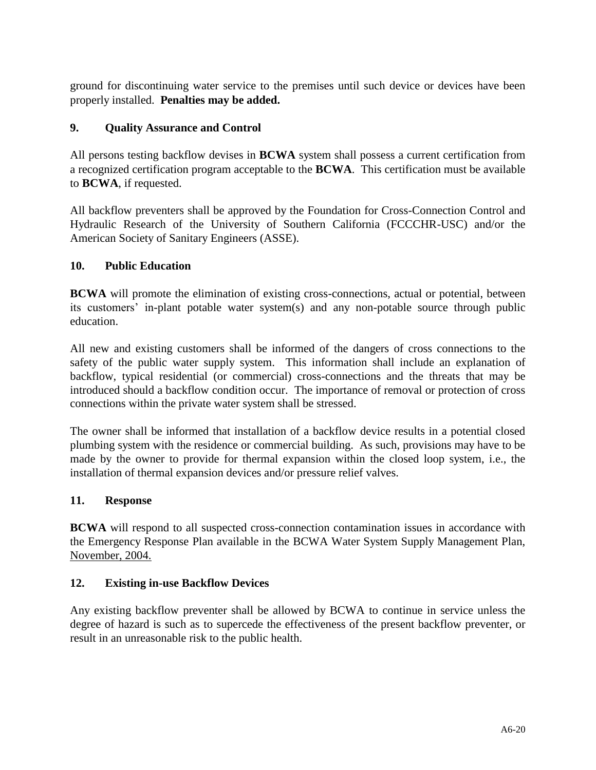ground for discontinuing water service to the premises until such device or devices have been properly installed. **Penalties may be added.**

## 9. Quality Assurance and Control

All persons testing backflow devises in **BCWA** system shall possess a current certification from a recognized certification program acceptable to the **BCWA**. This certification must be available to **BCWA**, if requested.

All backflow preventers shall be approved by the Foundation for Cross-Connection Control and Hydraulic Research of the University of Southern California (FCCCHR-USC) and/or the American Society of Sanitary Engineers (ASSE).

## 10. Public Education

**BCWA** will promote the elimination of existing cross-connections, actual or potential, between its customers' in-plant potable water system(s) and any non-potable source through public education.

All new and existing customers shall be informed of the dangers of cross connections to the safety of the public water supply system. This information shall include an explanation of backflow, typical residential (or commercial) cross-connections and the threats that may be introduced should a backflow condition occur. The importance of removal or protection of cross connections within the private water system shall be stressed.

The owner shall be informed that installation of a backflow device results in a potential closed plumbing system with the residence or commercial building. As such, provisions may have to be made by the owner to provide for thermal expansion within the closed loop system, i.e., the installation of thermal expansion devices and/or pressure relief valves.

## 11. Response

**BCWA** will respond to all suspected cross-connection contamination issues in accordance with the Emergency Response Plan available in the BCWA Water System Supply Management Plan, November, 2004.

## 12. Existing in-use Backflow Devices

Any existing backflow preventer shall be allowed by BCWA to continue in service unless the degree of hazard is such as to supercede the effectiveness of the present backflow preventer, or result in an unreasonable risk to the public health.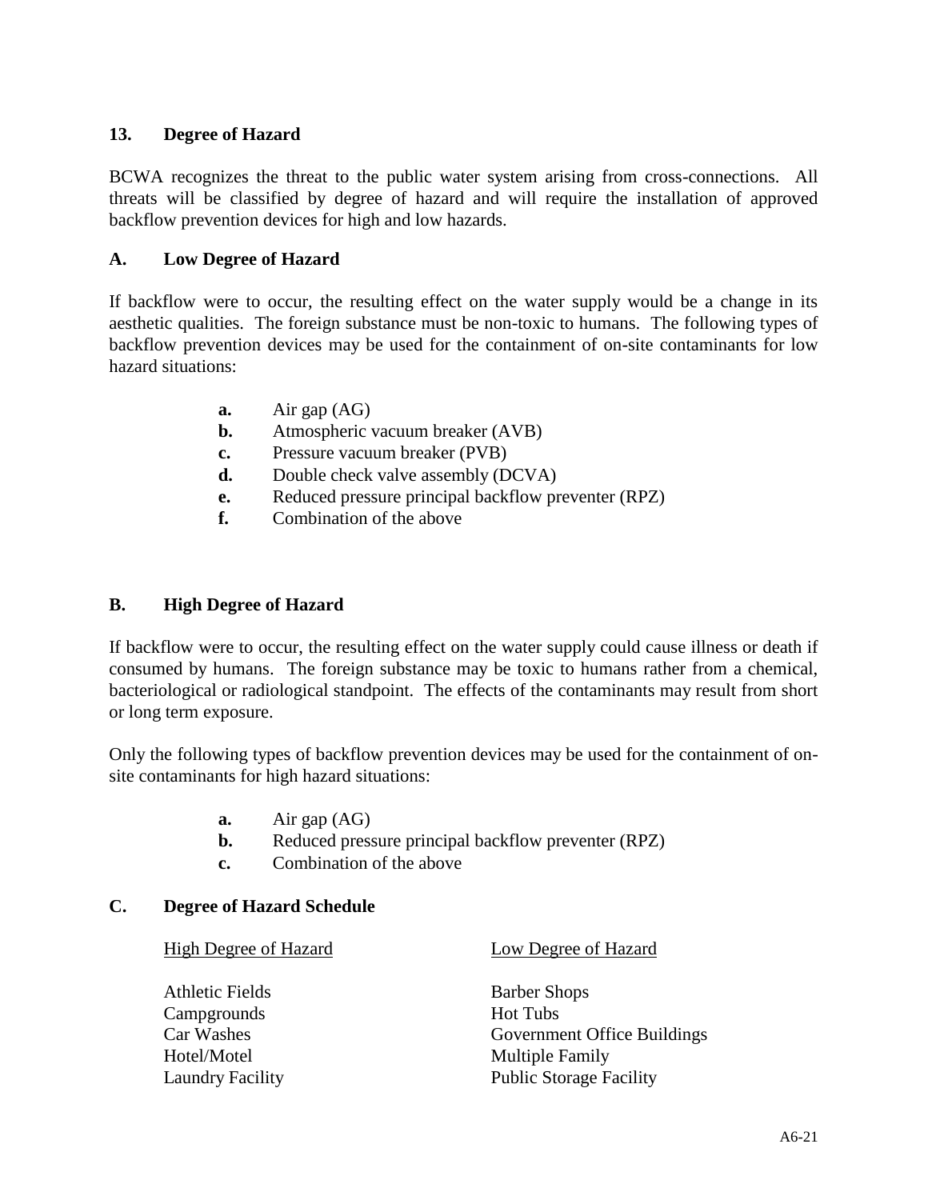## 13. Degree of Hazard

BCWA recognizes the threat to the public water system arising from cross-connections. All threats will be classified by degree of hazard and will require the installation of approved backflow prevention devices for high and low hazards.

### A. Low Degree of Hazard

If backflow were to occur, the resulting effect on the water supply would be a change in its aesthetic qualities. The foreign substance must be non-toxic to humans. The following types of backflow prevention devices may be used for the containment of on-site contaminants for low hazard situations:

- **a.** Air gap (AG)
- **b.** Atmospheric vacuum breaker (AVB)
- **c.** Pressure vacuum breaker (PVB)
- **d.** Double check valve assembly (DCVA)
- **e.** Reduced pressure principal backflow preventer (RPZ)
- **f.** Combination of the above

### B. High Degree of Hazard

If backflow were to occur, the resulting effect on the water supply could cause illness or death if consumed by humans. The foreign substance may be toxic to humans rather from a chemical, bacteriological or radiological standpoint. The effects of the contaminants may result from short or long term exposure.

Only the following types of backflow prevention devices may be used for the containment of on-site contaminants for high hazard situations:

- **a.** Air gap (AG)
- **b.** Reduced pressure principal backflow preventer (RPZ)
- **c.** Combination of the above

### C. Degree of Hazard Schedule

| High Degree of Hazard | Low Degree of Hazard |
|---|---|
| Athletic Fields | Barber Shops |
| Campgrounds | Hot Tubs |
| Car Washes | Government Office Buildings |
| Hotel/Motel | Multiple Family |
| Laundry Facility | Public Storage Facility |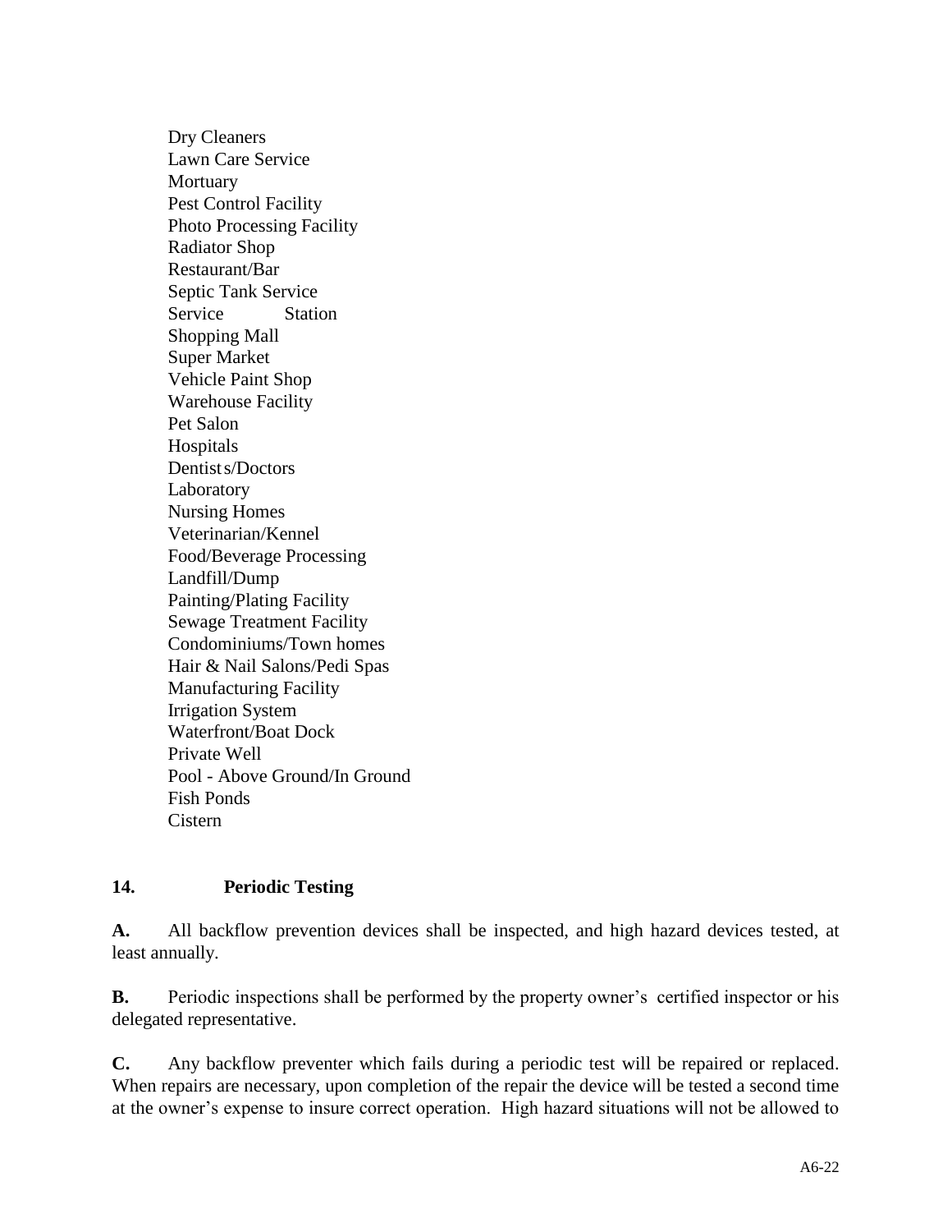Dry Cleaners
Lawn Care Service
Mortuary
Pest Control Facility
Photo Processing Facility
Radiator Shop
Restaurant/Bar
Septic Tank Service
Service Station
Shopping Mall
Super Market
Vehicle Paint Shop
Warehouse Facility
Pet Salon
Hospitals
Dentists/Doctors
Laboratory
Nursing Homes
Veterinarian/Kennel
Food/Beverage Processing
Landfill/Dump
Painting/Plating Facility
Sewage Treatment Facility
Condominiums/Town homes
Hair & Nail Salons/Pedi Spas
Manufacturing Facility
Irrigation System
Waterfront/Boat Dock
Private Well
Pool - Above Ground/In Ground
Fish Ponds
Cistern

**14. Periodic Testing**

**A.** All backflow prevention devices shall be inspected, and high hazard devices tested, at least annually.

**B.** Periodic inspections shall be performed by the property owner's certified inspector or his delegated representative.

**C.** Any backflow preventer which fails during a periodic test will be repaired or replaced. When repairs are necessary, upon completion of the repair the device will be tested a second time at the owner's expense to insure correct operation. High hazard situations will not be allowed to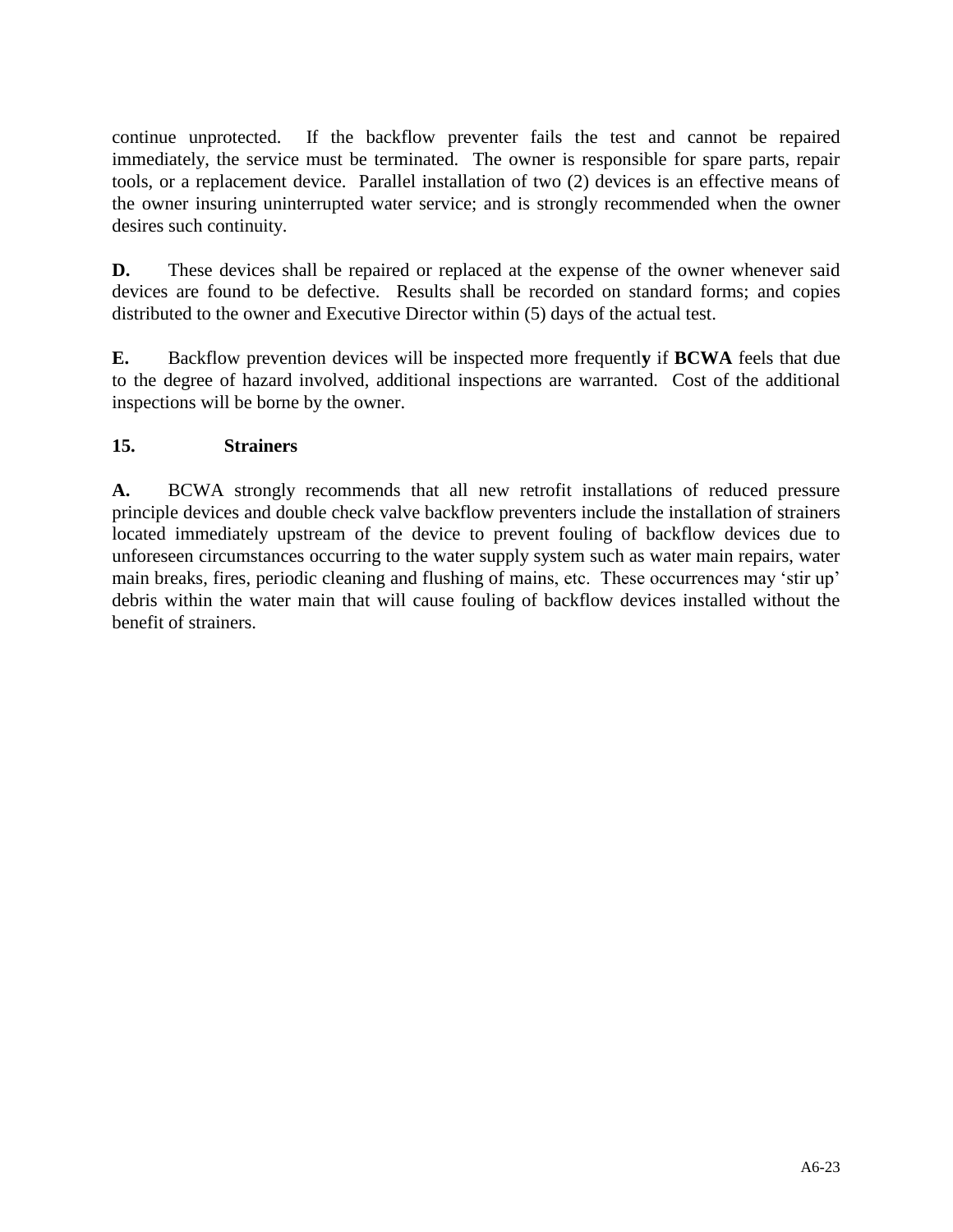continue unprotected. If the backflow preventer fails the test and cannot be repaired immediately, the service must be terminated. The owner is responsible for spare parts, repair tools, or a replacement device. Parallel installation of two (2) devices is an effective means of the owner insuring uninterrupted water service; and is strongly recommended when the owner desires such continuity.

**D.** These devices shall be repaired or replaced at the expense of the owner whenever said devices are found to be defective. Results shall be recorded on standard forms; and copies distributed to the owner and Executive Director within (5) days of the actual test.

**E.** Backflow prevention devices will be inspected more frequently if **BCWA** feels that due to the degree of hazard involved, additional inspections are warranted. Cost of the additional inspections will be borne by the owner.

## 15. Strainers

**A.** BCWA strongly recommends that all new retrofit installations of reduced pressure principle devices and double check valve backflow preventers include the installation of strainers located immediately upstream of the device to prevent fouling of backflow devices due to unforeseen circumstances occurring to the water supply system such as water main repairs, water main breaks, fires, periodic cleaning and flushing of mains, etc. These occurrences may 'stir up' debris within the water main that will cause fouling of backflow devices installed without the benefit of strainers.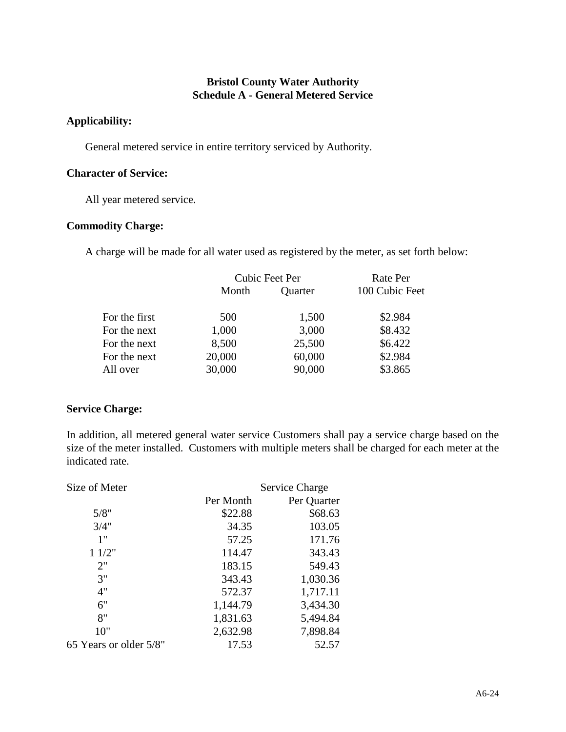# Bristol County Water Authority
## Schedule A - General Metered Service

### Applicability:

General metered service in entire territory serviced by Authority.

### Character of Service:

All year metered service.

### Commodity Charge:

A charge will be made for all water used as registered by the meter, as set forth below:

| | Cubic Feet Per | | Rate Per |
|---|---|---|---|
| | Month | Quarter | 100 Cubic Feet |
| For the first | 500 | 1,500 | $2.984 |
| For the next | 1,000 | 3,000 | $8.432 |
| For the next | 8,500 | 25,500 | $6.422 |
| For the next | 20,000 | 60,000 | $2.984 |
| All over | 30,000 | 90,000 | $3.865 |

### Service Charge:

In addition, all metered general water service Customers shall pay a service charge based on the size of the meter installed. Customers with multiple meters shall be charged for each meter at the indicated rate.

| Size of Meter | Service Charge | |
|---|---|---|
| | Per Month | Per Quarter |
| 5/8" | $22.88 | $68.63 |
| 3/4" | 34.35 | 103.05 |
| 1" | 57.25 | 171.76 |
| 1 1/2" | 114.47 | 343.43 |
| 2" | 183.15 | 549.43 |
| 3" | 343.43 | 1,030.36 |
| 4" | 572.37 | 1,717.11 |
| 6" | 1,144.79 | 3,434.30 |
| 8" | 1,831.63 | 5,494.84 |
| 10" | 2,632.98 | 7,898.84 |
| 65 Years or older 5/8" | 17.53 | 52.57 |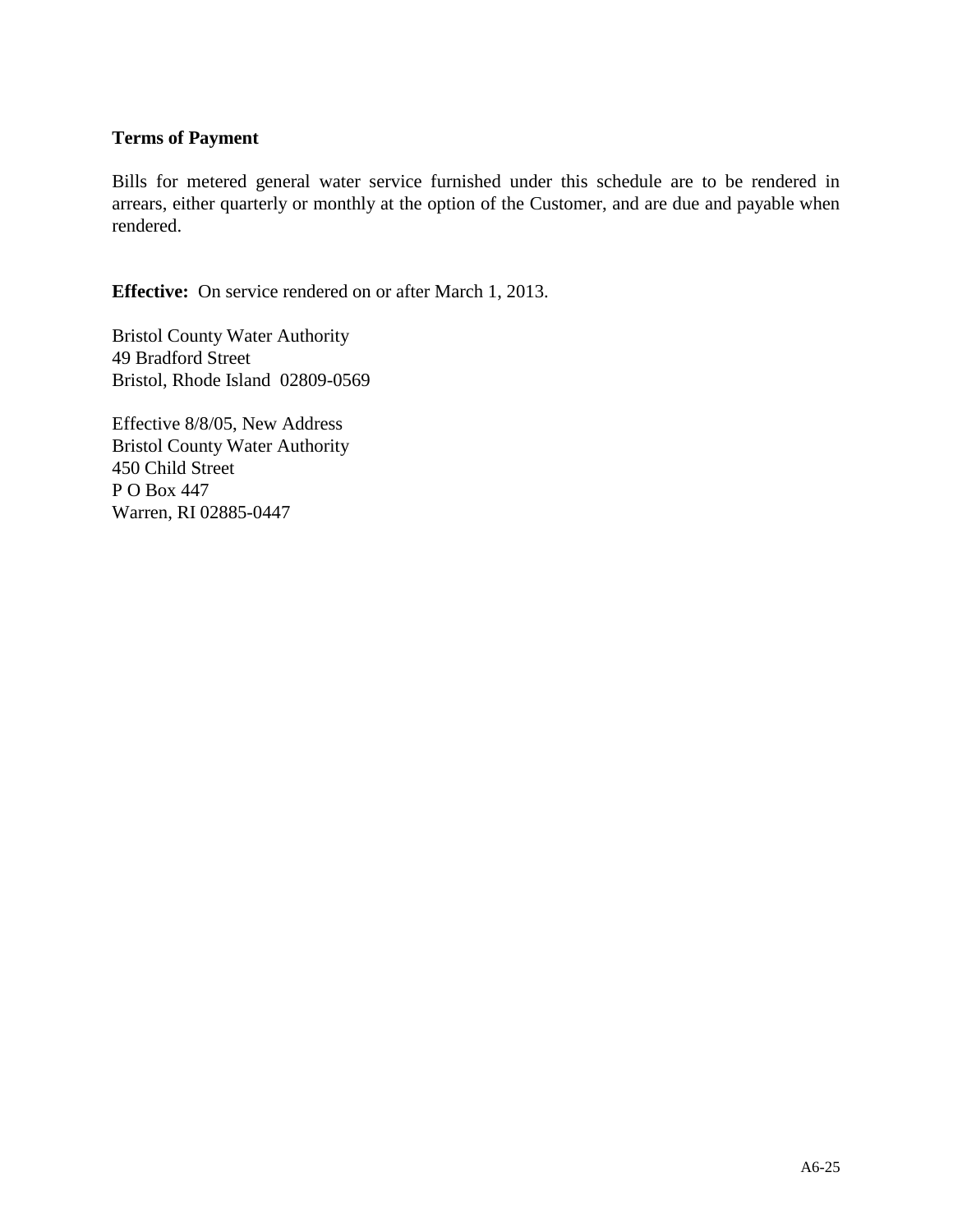**Terms of Payment**

Bills for metered general water service furnished under this schedule are to be rendered in arrears, either quarterly or monthly at the option of the Customer, and are due and payable when rendered.

**Effective:** On service rendered on or after March 1, 2013.

Bristol County Water Authority
49 Bradford Street
Bristol, Rhode Island 02809-0569

Effective 8/8/05, New Address
Bristol County Water Authority
450 Child Street
P O Box 447
Warren, RI 02885-0447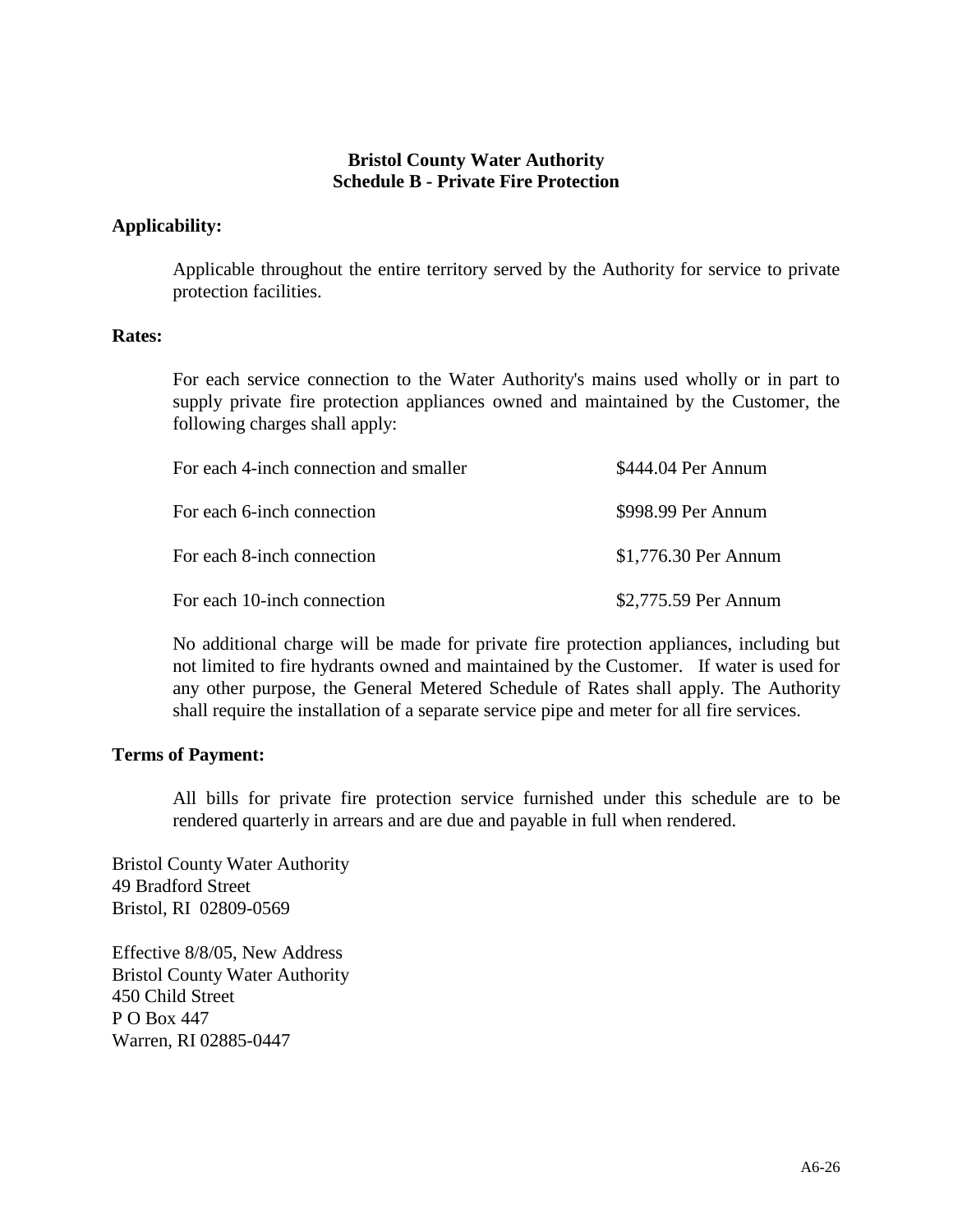# Bristol County Water Authority
## Schedule B - Private Fire Protection

**Applicability:**

Applicable throughout the entire territory served by the Authority for service to private protection facilities.

**Rates:**

For each service connection to the Water Authority's mains used wholly or in part to supply private fire protection appliances owned and maintained by the Customer, the following charges shall apply:

| | |
|---|---|
| For each 4-inch connection and smaller | $444.04 Per Annum |
| For each 6-inch connection | $998.99 Per Annum |
| For each 8-inch connection | $1,776.30 Per Annum |
| For each 10-inch connection | $2,775.59 Per Annum |

No additional charge will be made for private fire protection appliances, including but not limited to fire hydrants owned and maintained by the Customer. If water is used for any other purpose, the General Metered Schedule of Rates shall apply. The Authority shall require the installation of a separate service pipe and meter for all fire services.

**Terms of Payment:**

All bills for private fire protection service furnished under this schedule are to be rendered quarterly in arrears and are due and payable in full when rendered.

Bristol County Water Authority
49 Bradford Street
Bristol, RI 02809-0569

Effective 8/8/05, New Address
Bristol County Water Authority
450 Child Street
P O Box 447
Warren, RI 02885-0447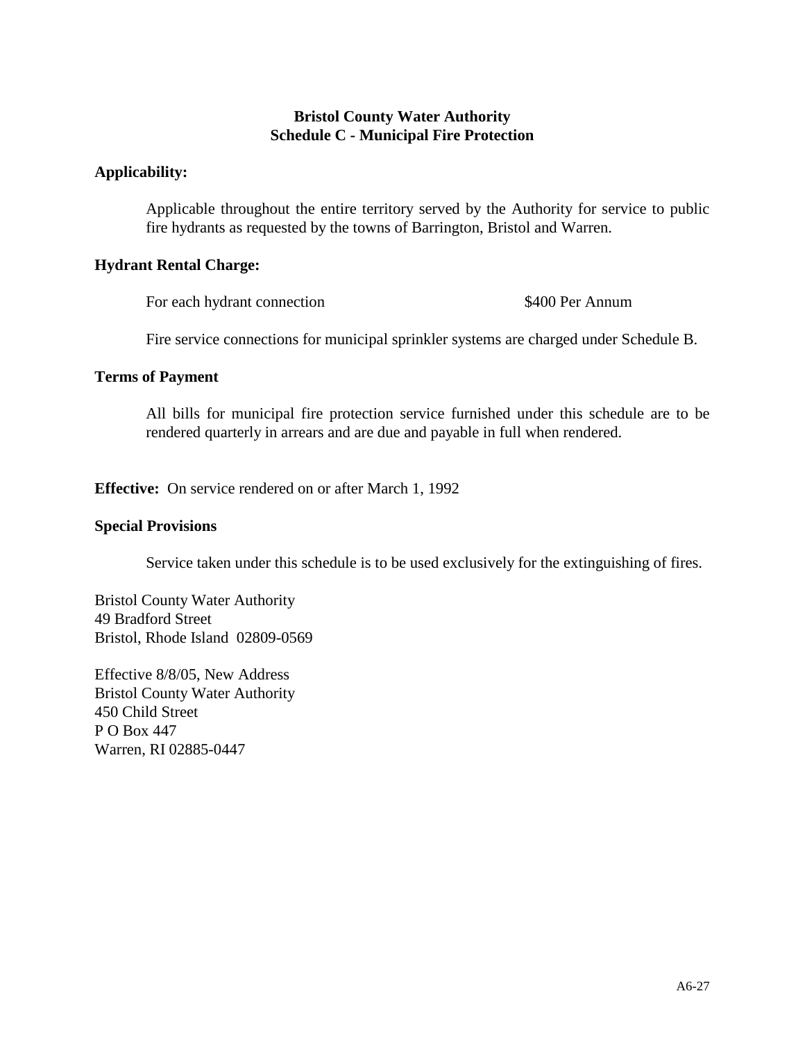# Bristol County Water Authority
## Schedule C - Municipal Fire Protection

**Applicability:**

Applicable throughout the entire territory served by the Authority for service to public fire hydrants as requested by the towns of Barrington, Bristol and Warren.

**Hydrant Rental Charge:**

For each hydrant connection $400 Per Annum

Fire service connections for municipal sprinkler systems are charged under Schedule B.

**Terms of Payment**

All bills for municipal fire protection service furnished under this schedule are to be rendered quarterly in arrears and are due and payable in full when rendered.

**Effective:** On service rendered on or after March 1, 1992

**Special Provisions**

Service taken under this schedule is to be used exclusively for the extinguishing of fires.

Bristol County Water Authority
49 Bradford Street
Bristol, Rhode Island 02809-0569

Effective 8/8/05, New Address
Bristol County Water Authority
450 Child Street
P O Box 447
Warren, RI 02885-0447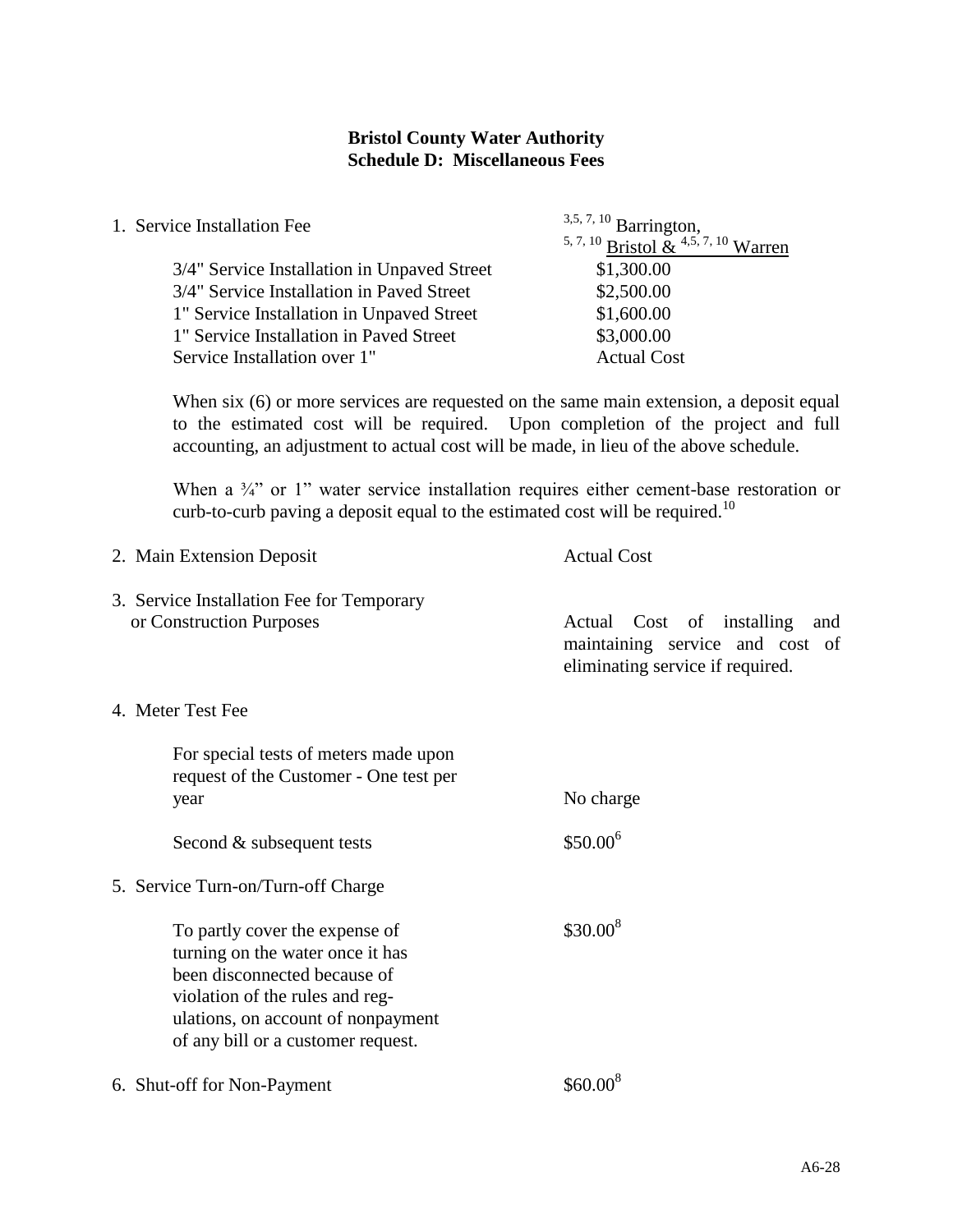# Bristol County Water Authority
## Schedule D: Miscellaneous Fees

1. Service Installation Fee

| | [3,5, 7, 10] Barrington, [5, 7, 10] Bristol & [4,5, 7, 10] Warren |
|---|---|
| 3/4" Service Installation in Unpaved Street | $1,300.00 |
| 3/4" Service Installation in Paved Street | $2,500.00 |
| 1" Service Installation in Unpaved Street | $1,600.00 |
| 1" Service Installation in Paved Street | $3,000.00 |
| Service Installation over 1" | Actual Cost |

When six (6) or more services are requested on the same main extension, a deposit equal to the estimated cost will be required. Upon completion of the project and full accounting, an adjustment to actual cost will be made, in lieu of the above schedule.

When a ¾" or 1" water service installation requires either cement-base restoration or curb-to-curb paving a deposit equal to the estimated cost will be required.[10]

2. Main Extension Deposit — Actual Cost

3. Service Installation Fee for Temporary or Construction Purposes — Actual Cost of installing and maintaining service and cost of eliminating service if required.

4. Meter Test Fee

| | |
|---|---|
| For special tests of meters made upon request of the Customer - One test per year | No charge |
| Second & subsequent tests | $50.00[6] |

5. Service Turn-on/Turn-off Charge

| | |
|---|---|
| To partly cover the expense of turning on the water once it has been disconnected because of violation of the rules and regulations, on account of nonpayment of any bill or a customer request. | $30.00[8] |

6. Shut-off for Non-Payment — $60.00[8]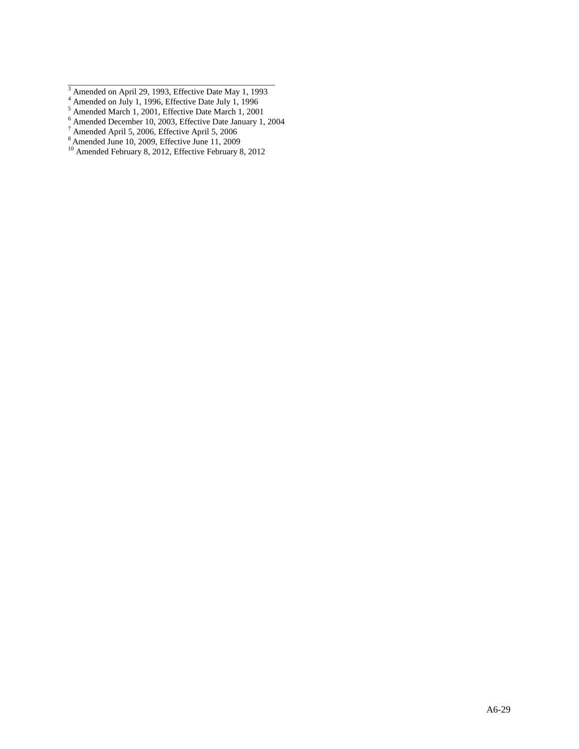---

[3] Amended on April 29, 1993, Effective Date May 1, 1993

[4] Amended on July 1, 1996, Effective Date July 1, 1996

[5] Amended March 1, 2001, Effective Date March 1, 2001

[6] Amended December 10, 2003, Effective Date January 1, 2004

[7] Amended April 5, 2006, Effective April 5, 2006

[8] Amended June 10, 2009, Effective June 11, 2009

[10] Amended February 8, 2012, Effective February 8, 2012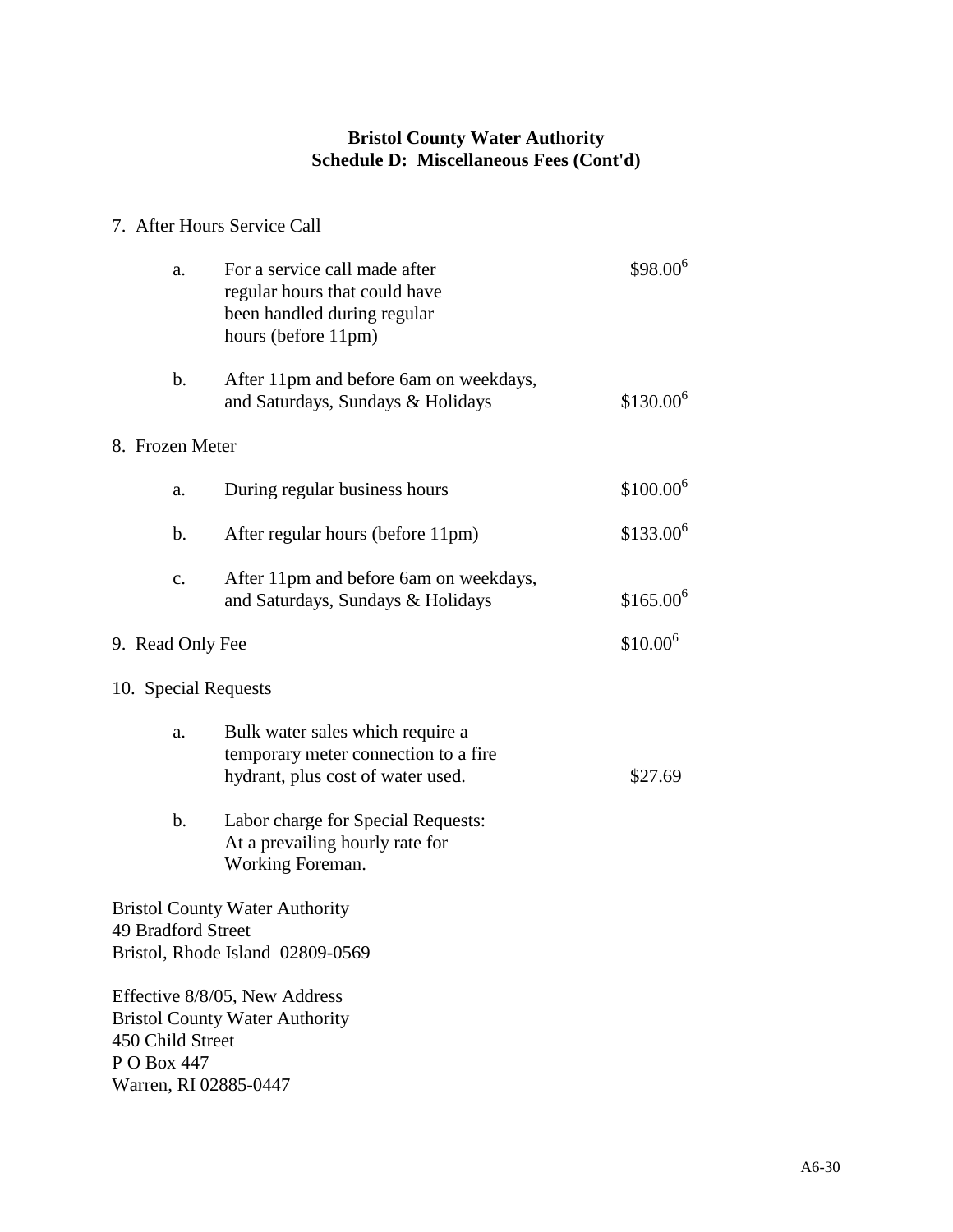**Bristol County Water Authority**
**Schedule D: Miscellaneous Fees (Cont'd)**

7. After Hours Service Call

| | | |
|---|---|---|
| a. | For a service call made after regular hours that could have been handled during regular hours (before 11pm) | \$98.00[6] |
| b. | After 11pm and before 6am on weekdays, and Saturdays, Sundays & Holidays | \$130.00[6] |

8. Frozen Meter

| | | |
|---|---|---|
| a. | During regular business hours | \$100.00[6] |
| b. | After regular hours (before 11pm) | \$133.00[6] |
| c. | After 11pm and before 6am on weekdays, and Saturdays, Sundays & Holidays | \$165.00[6] |

9. Read Only Fee — \$10.00[6]

10. Special Requests

| | | |
|---|---|---|
| a. | Bulk water sales which require a temporary meter connection to a fire hydrant, plus cost of water used. | \$27.69 |
| b. | Labor charge for Special Requests: At a prevailing hourly rate for Working Foreman. | |

Bristol County Water Authority
49 Bradford Street
Bristol, Rhode Island 02809-0569

Effective 8/8/05, New Address
Bristol County Water Authority
450 Child Street
P O Box 447
Warren, RI 02885-0447